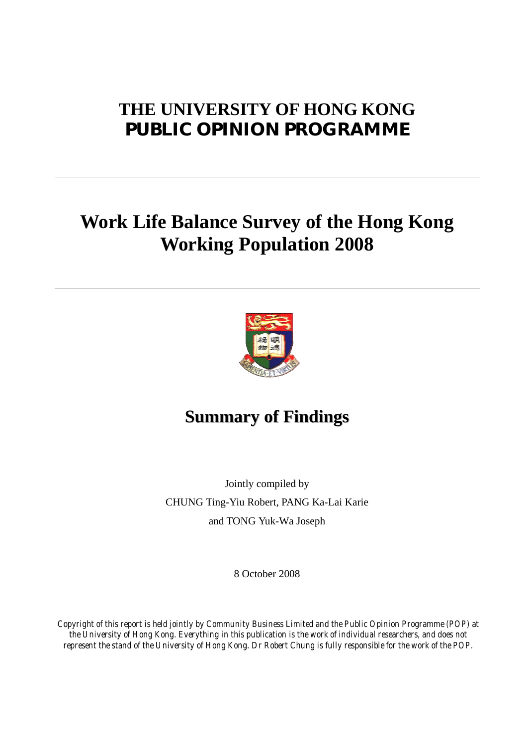# THE UNIVERSITY OF HONG KONG
# PUBLIC OPINION PROGRAMME

---

# Work Life Balance Survey of the Hong Kong Working Population 2008

---

## Summary of Findings

Jointly compiled by

CHUNG Ting-Yiu Robert, PANG Ka-Lai Karie

and TONG Yuk-Wa Joseph

8 October 2008

*Copyright of this report is held jointly by Community Business Limited and the Public Opinion Programme (POP) at the University of Hong Kong. Everything in this publication is the work of individual researchers, and does not represent the stand of the University of Hong Kong. Dr Robert Chung is fully responsible for the work of the POP.*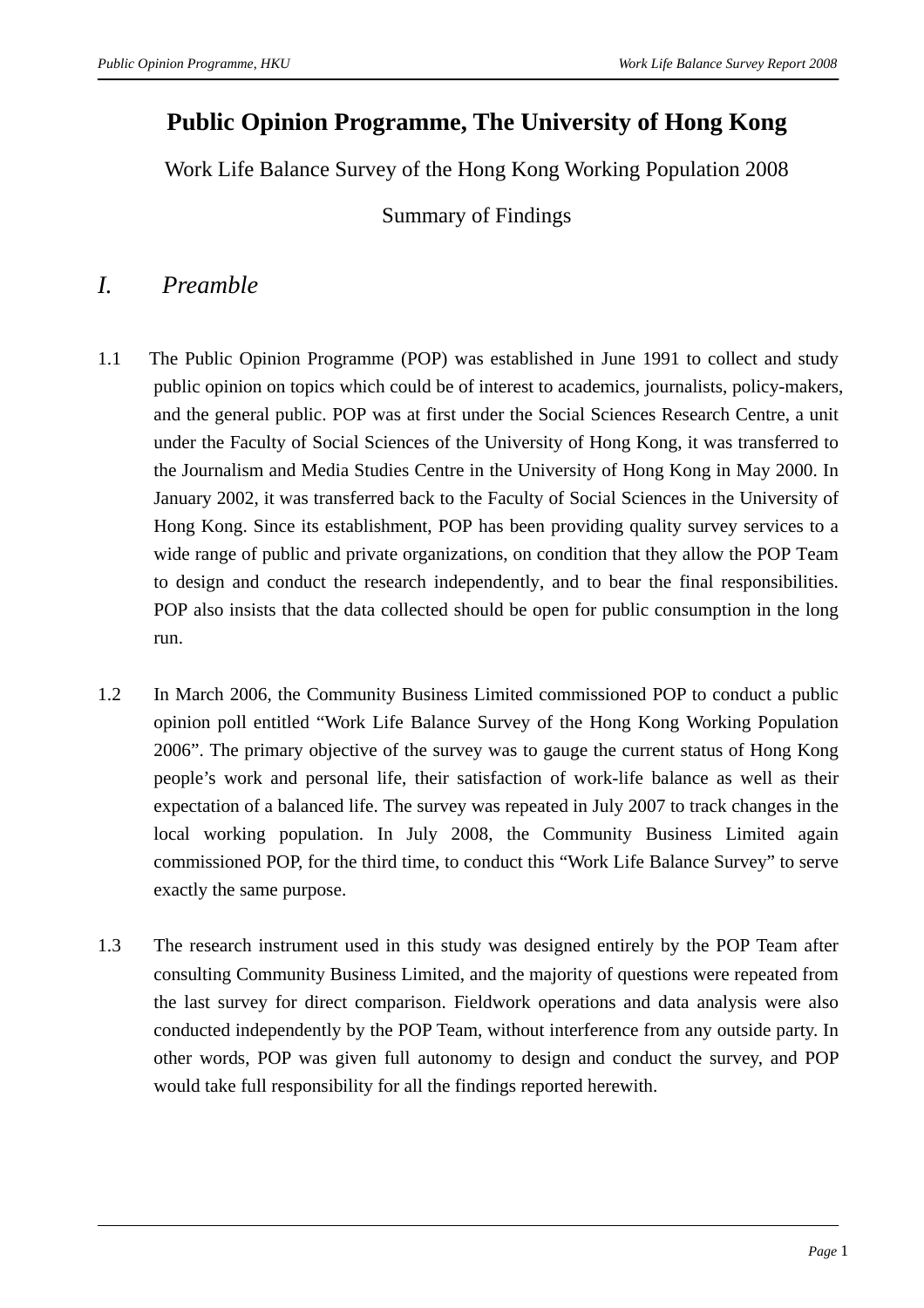# Public Opinion Programme, The University of Hong Kong

Work Life Balance Survey of the Hong Kong Working Population 2008

Summary of Findings

## *I. Preamble*

1.1 The Public Opinion Programme (POP) was established in June 1991 to collect and study public opinion on topics which could be of interest to academics, journalists, policy-makers, and the general public. POP was at first under the Social Sciences Research Centre, a unit under the Faculty of Social Sciences of the University of Hong Kong, it was transferred to the Journalism and Media Studies Centre in the University of Hong Kong in May 2000. In January 2002, it was transferred back to the Faculty of Social Sciences in the University of Hong Kong. Since its establishment, POP has been providing quality survey services to a wide range of public and private organizations, on condition that they allow the POP Team to design and conduct the research independently, and to bear the final responsibilities. POP also insists that the data collected should be open for public consumption in the long run.

1.2 In March 2006, the Community Business Limited commissioned POP to conduct a public opinion poll entitled "Work Life Balance Survey of the Hong Kong Working Population 2006". The primary objective of the survey was to gauge the current status of Hong Kong people's work and personal life, their satisfaction of work-life balance as well as their expectation of a balanced life. The survey was repeated in July 2007 to track changes in the local working population. In July 2008, the Community Business Limited again commissioned POP, for the third time, to conduct this "Work Life Balance Survey" to serve exactly the same purpose.

1.3 The research instrument used in this study was designed entirely by the POP Team after consulting Community Business Limited, and the majority of questions were repeated from the last survey for direct comparison. Fieldwork operations and data analysis were also conducted independently by the POP Team, without interference from any outside party. In other words, POP was given full autonomy to design and conduct the survey, and POP would take full responsibility for all the findings reported herewith.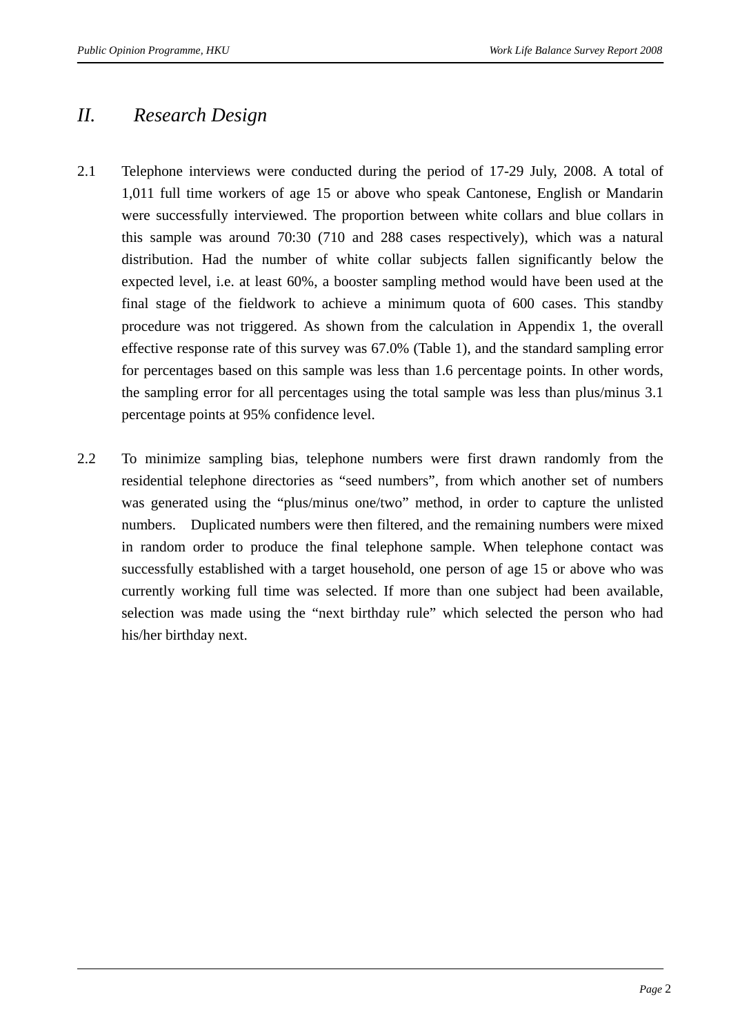## II. Research Design

2.1 Telephone interviews were conducted during the period of 17-29 July, 2008. A total of 1,011 full time workers of age 15 or above who speak Cantonese, English or Mandarin were successfully interviewed. The proportion between white collars and blue collars in this sample was around 70:30 (710 and 288 cases respectively), which was a natural distribution. Had the number of white collar subjects fallen significantly below the expected level, i.e. at least 60%, a booster sampling method would have been used at the final stage of the fieldwork to achieve a minimum quota of 600 cases. This standby procedure was not triggered. As shown from the calculation in Appendix 1, the overall effective response rate of this survey was 67.0% (Table 1), and the standard sampling error for percentages based on this sample was less than 1.6 percentage points. In other words, the sampling error for all percentages using the total sample was less than plus/minus 3.1 percentage points at 95% confidence level.

2.2 To minimize sampling bias, telephone numbers were first drawn randomly from the residential telephone directories as "seed numbers", from which another set of numbers was generated using the "plus/minus one/two" method, in order to capture the unlisted numbers. Duplicated numbers were then filtered, and the remaining numbers were mixed in random order to produce the final telephone sample. When telephone contact was successfully established with a target household, one person of age 15 or above who was currently working full time was selected. If more than one subject had been available, selection was made using the "next birthday rule" which selected the person who had his/her birthday next.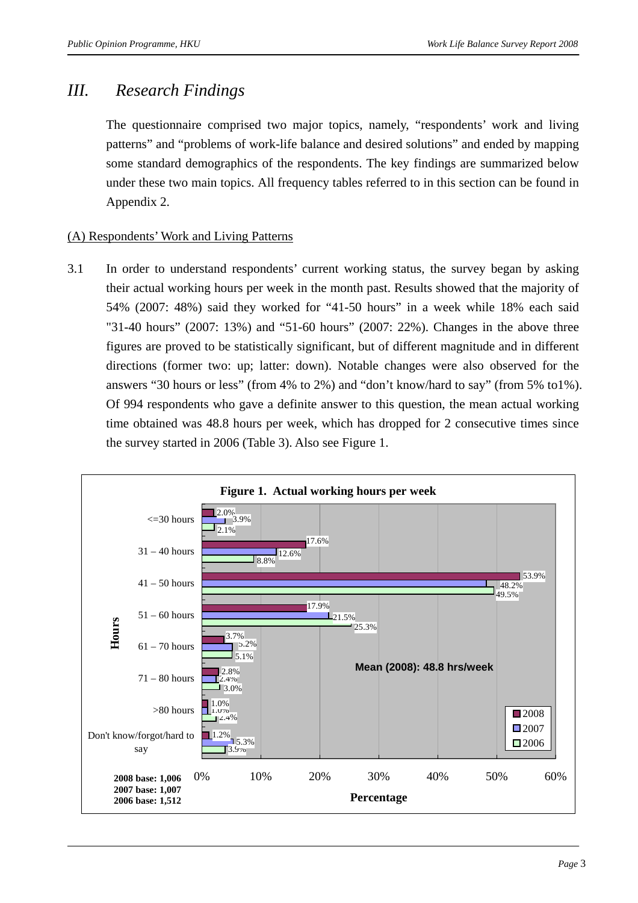# III. Research Findings

The questionnaire comprised two major topics, namely, "respondents' work and living patterns" and "problems of work-life balance and desired solutions" and ended by mapping some standard demographics of the respondents. The key findings are summarized below under these two main topics. All frequency tables referred to in this section can be found in Appendix 2.

<u>(A) Respondents' Work and Living Patterns</u>

3.1 In order to understand respondents' current working status, the survey began by asking their actual working hours per week in the month past. Results showed that the majority of 54% (2007: 48%) said they worked for "41-50 hours" in a week while 18% each said "31-40 hours" (2007: 13%) and "51-60 hours" (2007: 22%). Changes in the above three figures are proved to be statistically significant, but of different magnitude and in different directions (former two: up; latter: down). Notable changes were also observed for the answers "30 hours or less" (from 4% to 2%) and "don't know/hard to say" (from 5% to1%). Of 994 respondents who gave a definite answer to this question, the mean actual working time obtained was 48.8 hours per week, which has dropped for 2 consecutive times since the survey started in 2006 (Table 3). Also see Figure 1.

**Figure 1. Actual working hours per week**

| Hours | 2008 | 2007 | 2006 |
|---|---|---|---|
| <=30 hours | 2.0% | 3.9% | 2.1% |
| 31 – 40 hours | 17.6% | 12.6% | 8.8% |
| 41 – 50 hours | 53.9% | 48.2% | 49.5% |
| 51 – 60 hours | 17.9% | 21.5% | 25.3% |
| 61 – 70 hours | 3.7% | 5.2% | 5.1% |
| 71 – 80 hours | 2.8% | 2.4% | 3.0% |
| >80 hours | 1.0% | 1.0% | 2.4% |
| Don't know/forgot/hard to say | 1.2% | 5.3% | 3.9% |

Mean (2008): 48.8 hrs/week

**2008 base: 1,006**
**2007 base: 1,007**
**2006 base: 1,512**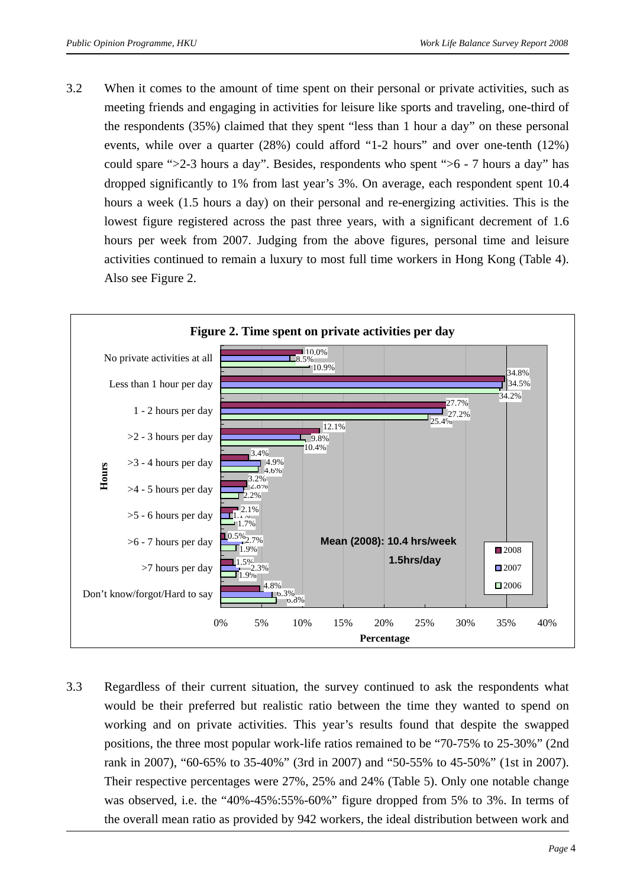3.2 When it comes to the amount of time spent on their personal or private activities, such as meeting friends and engaging in activities for leisure like sports and traveling, one-third of the respondents (35%) claimed that they spent "less than 1 hour a day" on these personal events, while over a quarter (28%) could afford "1-2 hours" and over one-tenth (12%) could spare ">2-3 hours a day". Besides, respondents who spent ">6 - 7 hours a day" has dropped significantly to 1% from last year's 3%. On average, each respondent spent 10.4 hours a week (1.5 hours a day) on their personal and re-energizing activities. This is the lowest figure registered across the past three years, with a significant decrement of 1.6 hours per week from 2007. Judging from the above figures, personal time and leisure activities continued to remain a luxury to most full time workers in Hong Kong (Table 4). Also see Figure 2.

**Figure 2. Time spent on private activities per day**

| Hours | 2008 | 2007 | 2006 |
|---|---|---|---|
| No private activities at all | 10.0% | 8.5% | 10.9% |
| Less than 1 hour per day | 34.8% | 34.5% | 34.2% |
| 1 - 2 hours per day | 27.7% | 27.2% | 25.4% |
| >2 - 3 hours per day | 12.1% | 9.8% | 10.4% |
| >3 - 4 hours per day | 3.4% | 4.9% | 4.6% |
| >4 - 5 hours per day | 3.2% | 2.8% | 2.2% |
| >5 - 6 hours per day | 2.1% | 1.1% | 1.7% |
| >6 - 7 hours per day | 0.5% | 2.7% | 1.9% |
| >7 hours per day | 1.5% | 2.3% | 1.9% |
| Don't know/forgot/Hard to say | 4.8% | 6.3% | 6.8% |

Mean (2008): 10.4 hrs/week, 1.5hrs/day

3.3 Regardless of their current situation, the survey continued to ask the respondents what would be their preferred but realistic ratio between the time they wanted to spend on working and on private activities. This year's results found that despite the swapped positions, the three most popular work-life ratios remained to be "70-75% to 25-30%" (2nd rank in 2007), "60-65% to 35-40%" (3rd in 2007) and "50-55% to 45-50%" (1st in 2007). Their respective percentages were 27%, 25% and 24% (Table 5). Only one notable change was observed, i.e. the "40%-45%:55%-60%" figure dropped from 5% to 3%. In terms of the overall mean ratio as provided by 942 workers, the ideal distribution between work and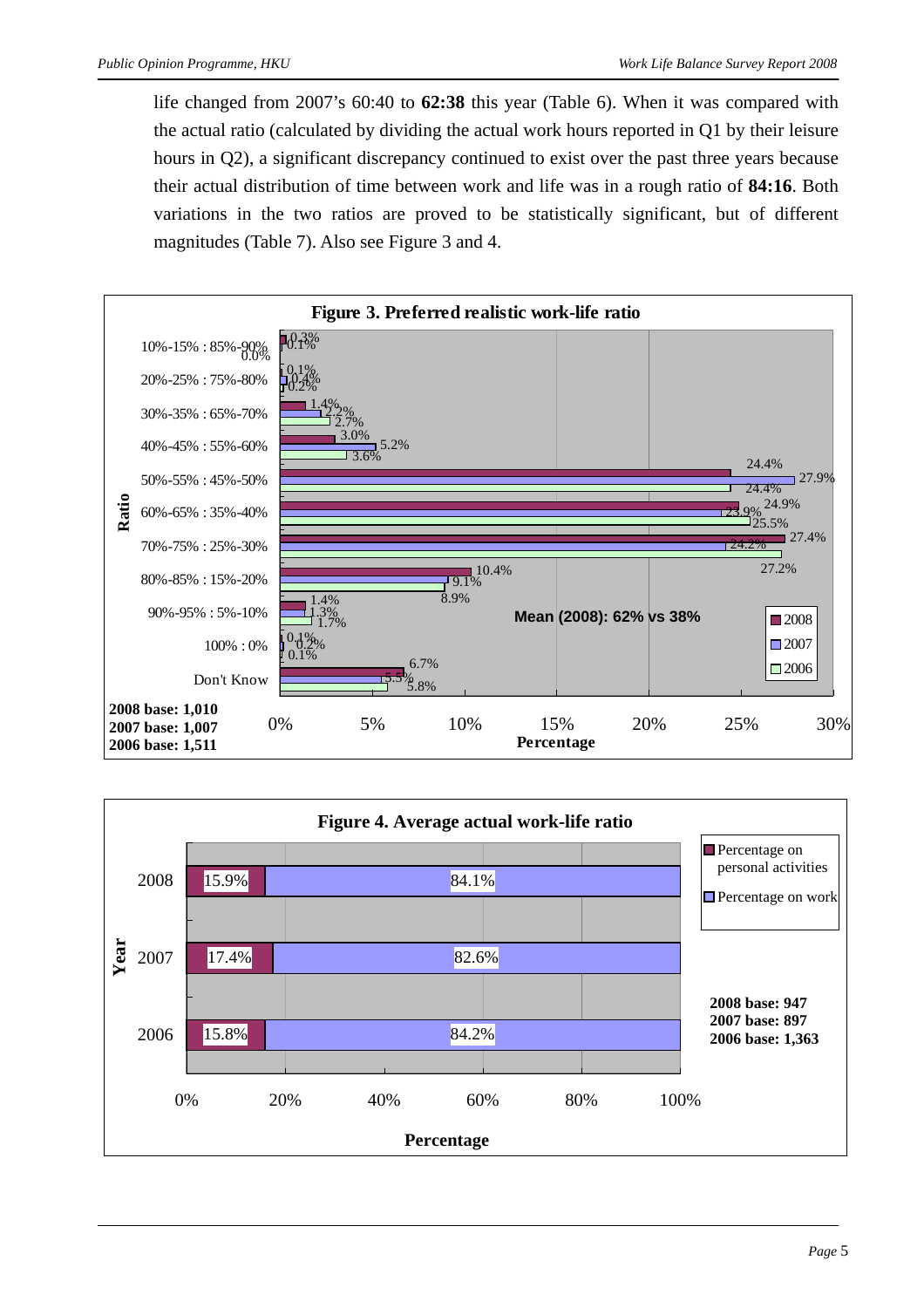life changed from 2007's 60:40 to **62:38** this year (Table 6). When it was compared with the actual ratio (calculated by dividing the actual work hours reported in Q1 by their leisure hours in Q2), a significant discrepancy continued to exist over the past three years because their actual distribution of time between work and life was in a rough ratio of **84:16**. Both variations in the two ratios are proved to be statistically significant, but of different magnitudes (Table 7). Also see Figure 3 and 4.

**Figure 3. Preferred realistic work-life ratio**

| Ratio | 2008 | 2007 | 2006 |
|---|---|---|---|
| 10%-15% : 85%-90% | 0.3% | 0.1% | 0.0% |
| 20%-25% : 75%-80% | 0.1% | 0.4% | 0.2% |
| 30%-35% : 65%-70% | 1.4% | 2.2% | 2.7% |
| 40%-45% : 55%-60% | 3.0% | 5.2% | 3.6% |
| 50%-55% : 45%-50% | 24.4% | 27.9% | 24.4% |
| 60%-65% : 35%-40% | 24.9% | 23.9% | 25.5% |
| 70%-75% : 25%-30% | 27.4% | 24.2% | 27.2% |
| 80%-85% : 15%-20% | 10.4% | 9.1% | 8.9% |
| 90%-95% : 5%-10% | 1.4% | 1.3% | 1.7% |
| 100% : 0% | 0.1% | 0.2% | 0.1% |
| Don't Know | 6.7% | 5.5% | 5.8% |

Mean (2008): 62% vs 38%

2008 base: 1,010
2007 base: 1,007
2006 base: 1,511

**Figure 4. Average actual work-life ratio**

| Year | Percentage on personal activities | Percentage on work |
|---|---|---|
| 2008 | 15.9% | 84.1% |
| 2007 | 17.4% | 82.6% |
| 2006 | 15.8% | 84.2% |

2008 base: 947
2007 base: 897
2006 base: 1,363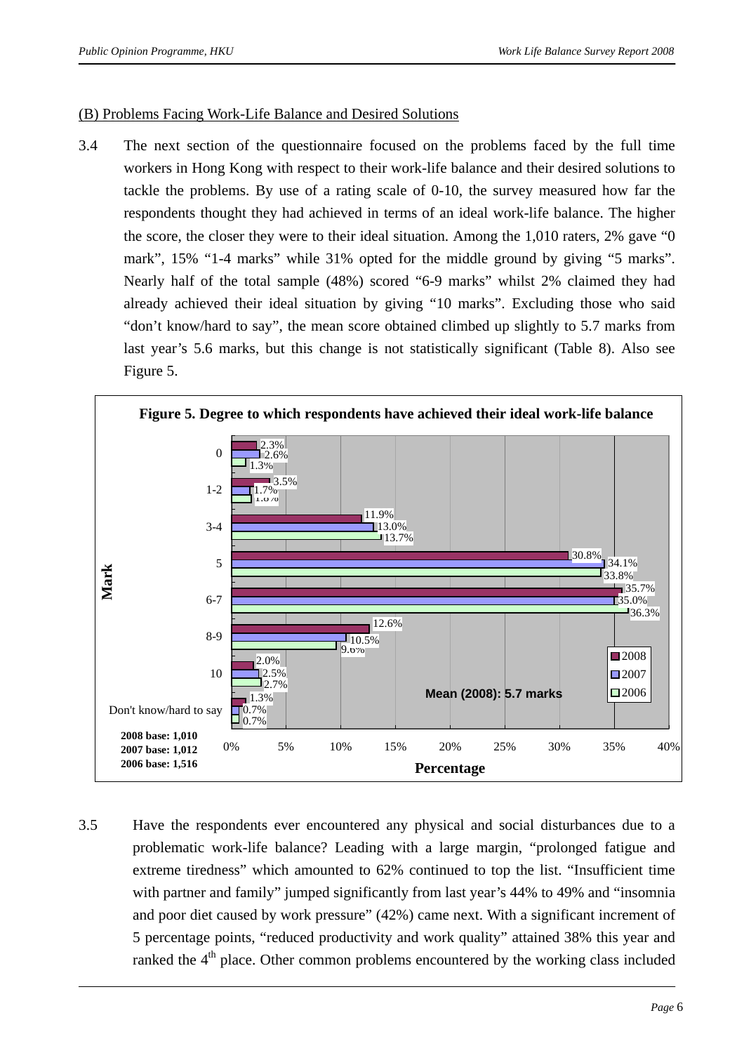(B) Problems Facing Work-Life Balance and Desired Solutions

3.4 The next section of the questionnaire focused on the problems faced by the full time workers in Hong Kong with respect to their work-life balance and their desired solutions to tackle the problems. By use of a rating scale of 0-10, the survey measured how far the respondents thought they had achieved in terms of an ideal work-life balance. The higher the score, the closer they were to their ideal situation. Among the 1,010 raters, 2% gave "0 mark", 15% "1-4 marks" while 31% opted for the middle ground by giving "5 marks". Nearly half of the total sample (48%) scored "6-9 marks" whilst 2% claimed they had already achieved their ideal situation by giving "10 marks". Excluding those who said "don't know/hard to say", the mean score obtained climbed up slightly to 5.7 marks from last year's 5.6 marks, but this change is not statistically significant (Table 8). Also see Figure 5.

**Figure 5. Degree to which respondents have achieved their ideal work-life balance**

| Mark | 2008 | 2007 | 2006 |
|---|---|---|---|
| 0 | 2.3% | 2.6% | 1.3% |
| 1-2 | 3.5% | 1.7% | 1.8% |
| 3-4 | 11.9% | 13.0% | 13.7% |
| 5 | 30.8% | 34.1% | 33.8% |
| 6-7 | 35.7% | 35.0% | 36.3% |
| 8-9 | 12.6% | 10.5% | 9.6% |
| 10 | 2.0% | 2.5% | 2.7% |
| Don't know/hard to say | 1.3% | 0.7% | 0.7% |

Mean (2008): 5.7 marks

2008 base: 1,010
2007 base: 1,012
2006 base: 1,516

3.5 Have the respondents ever encountered any physical and social disturbances due to a problematic work-life balance? Leading with a large margin, "prolonged fatigue and extreme tiredness" which amounted to 62% continued to top the list. "Insufficient time with partner and family" jumped significantly from last year's 44% to 49% and "insomnia and poor diet caused by work pressure" (42%) came next. With a significant increment of 5 percentage points, "reduced productivity and work quality" attained 38% this year and ranked the 4th place. Other common problems encountered by the working class included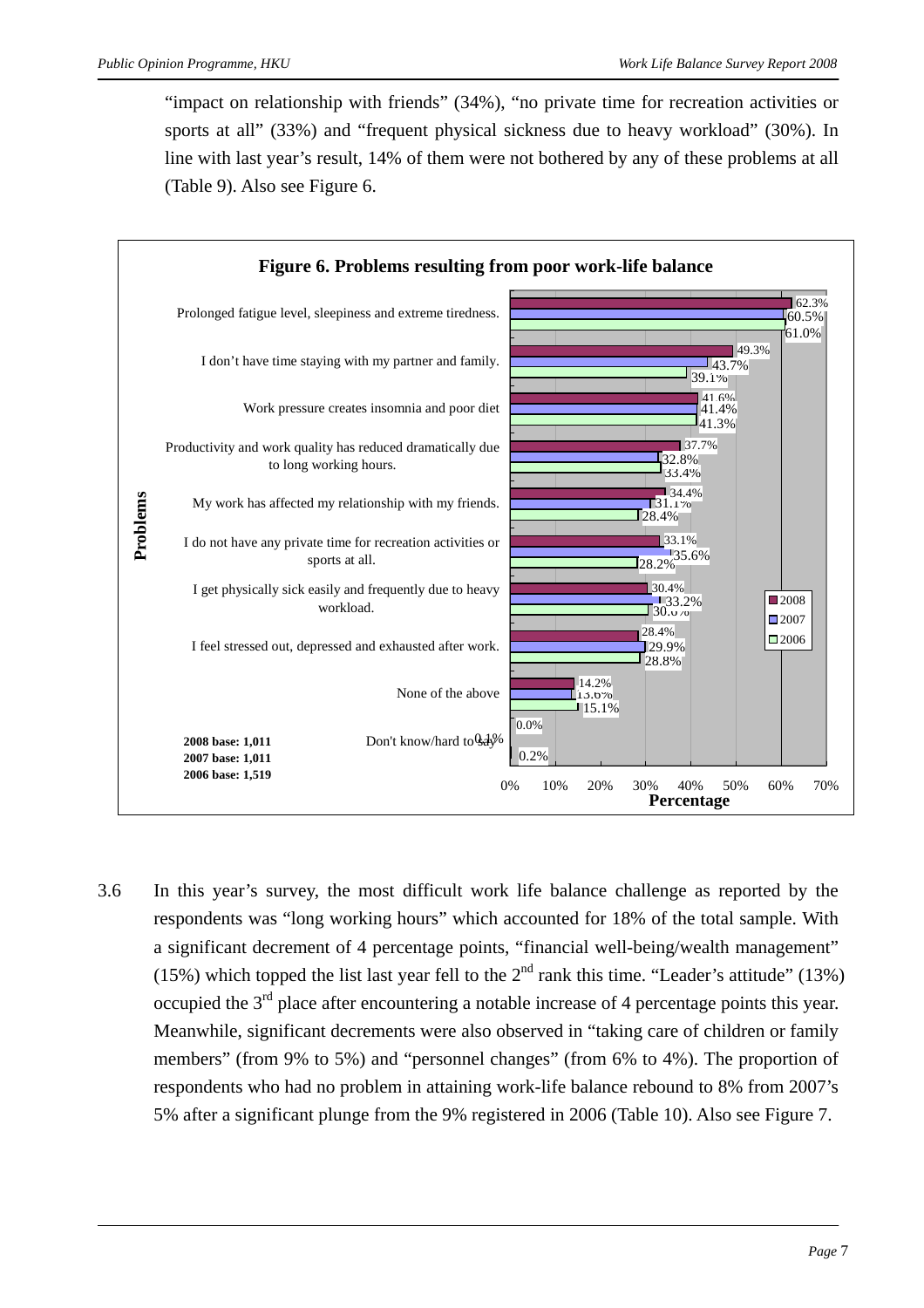"impact on relationship with friends" (34%), "no private time for recreation activities or sports at all" (33%) and "frequent physical sickness due to heavy workload" (30%). In line with last year's result, 14% of them were not bothered by any of these problems at all (Table 9). Also see Figure 6.

**Figure 6. Problems resulting from poor work-life balance**

| Problems | 2008 | 2007 | 2006 |
|---|---|---|---|
| Prolonged fatigue level, sleepiness and extreme tiredness. | 62.3% | 60.5% | 61.0% |
| I don't have time staying with my partner and family. | 49.3% | 43.7% | 39.1% |
| Work pressure creates insomnia and poor diet | 41.6% | 41.4% | 41.3% |
| Productivity and work quality has reduced dramatically due to long working hours. | 37.7% | 32.8% | 33.4% |
| My work has affected my relationship with my friends. | 34.4% | 31.1% | 28.4% |
| I do not have any private time for recreation activities or sports at all. | 33.1% | 35.6% | 28.2% |
| I get physically sick easily and frequently due to heavy workload. | 30.4% | 33.2% | 30.0% |
| I feel stressed out, depressed and exhausted after work. | 28.4% | 29.9% | 28.8% |
| None of the above | 14.2% | 13.6% | 15.1% |
| Don't know/hard to say | 0.0% | 0.1% | 0.2% |

2008 base: 1,011
2007 base: 1,011
2006 base: 1,519

3.6 In this year's survey, the most difficult work life balance challenge as reported by the respondents was "long working hours" which accounted for 18% of the total sample. With a significant decrement of 4 percentage points, "financial well-being/wealth management" (15%) which topped the list last year fell to the 2nd rank this time. "Leader's attitude" (13%) occupied the 3rd place after encountering a notable increase of 4 percentage points this year. Meanwhile, significant decrements were also observed in "taking care of children or family members" (from 9% to 5%) and "personnel changes" (from 6% to 4%). The proportion of respondents who had no problem in attaining work-life balance rebound to 8% from 2007's 5% after a significant plunge from the 9% registered in 2006 (Table 10). Also see Figure 7.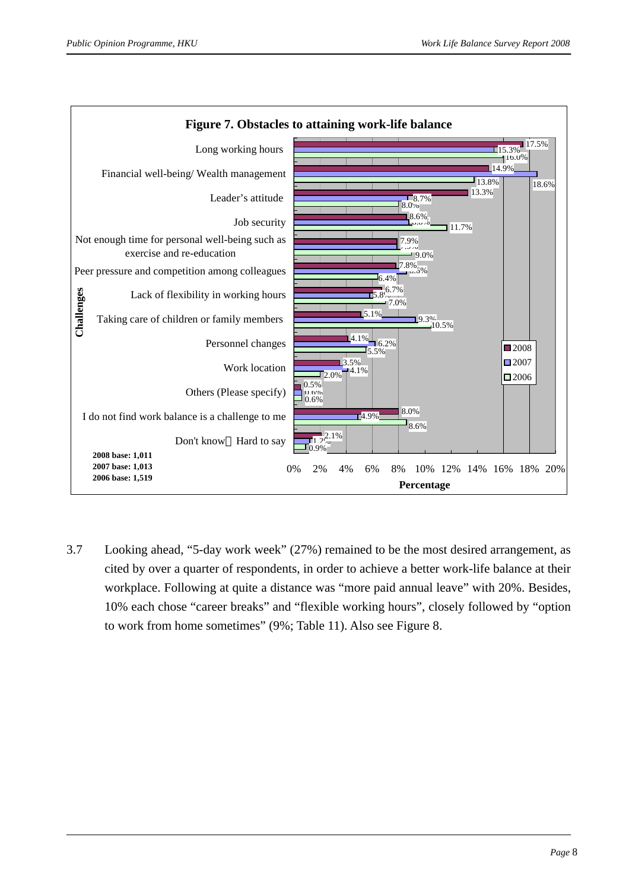**Figure 7. Obstacles to attaining work-life balance**

| Challenges | 2008 | 2007 | 2006 |
|---|---|---|---|
| Long working hours | 17.5% | 15.3% | 16.0% |
| Financial well-being/ Wealth management | 14.9% | 18.6% | 13.8% |
| Leader's attitude | 13.3% | 8.7% | 8.0% |
| Job security | 8.6% | 8.8% | 11.7% |
| Not enough time for personal well-being such as exercise and re-education | 7.9% | 7.9% | 9.0% |
| Peer pressure and competition among colleagues | 7.8% | 8.5% | 6.4% |
| Lack of flexibility in working hours | 6.7% | 5.8% | 7.0% |
| Taking care of children or family members | 5.1% | 9.3% | 10.5% |
| Personnel changes | 4.1% | 6.2% | 5.5% |
| Work location | 3.5% | 4.1% | 2.0% |
| Others (Please specify) | 0.5% | 0.6% | 0.6% |
| I do not find work balance is a challenge to me | 8.0% | 4.9% | 8.6% |
| Don't know / Hard to say | 2.1% | 1.2% | 0.9% |

**2008 base: 1,011**
**2007 base: 1,013**
**2006 base: 1,519**

3.7 Looking ahead, "5-day work week" (27%) remained to be the most desired arrangement, as cited by over a quarter of respondents, in order to achieve a better work-life balance at their workplace. Following at quite a distance was "more paid annual leave" with 20%. Besides, 10% each chose "career breaks" and "flexible working hours", closely followed by "option to work from home sometimes" (9%; Table 11). Also see Figure 8.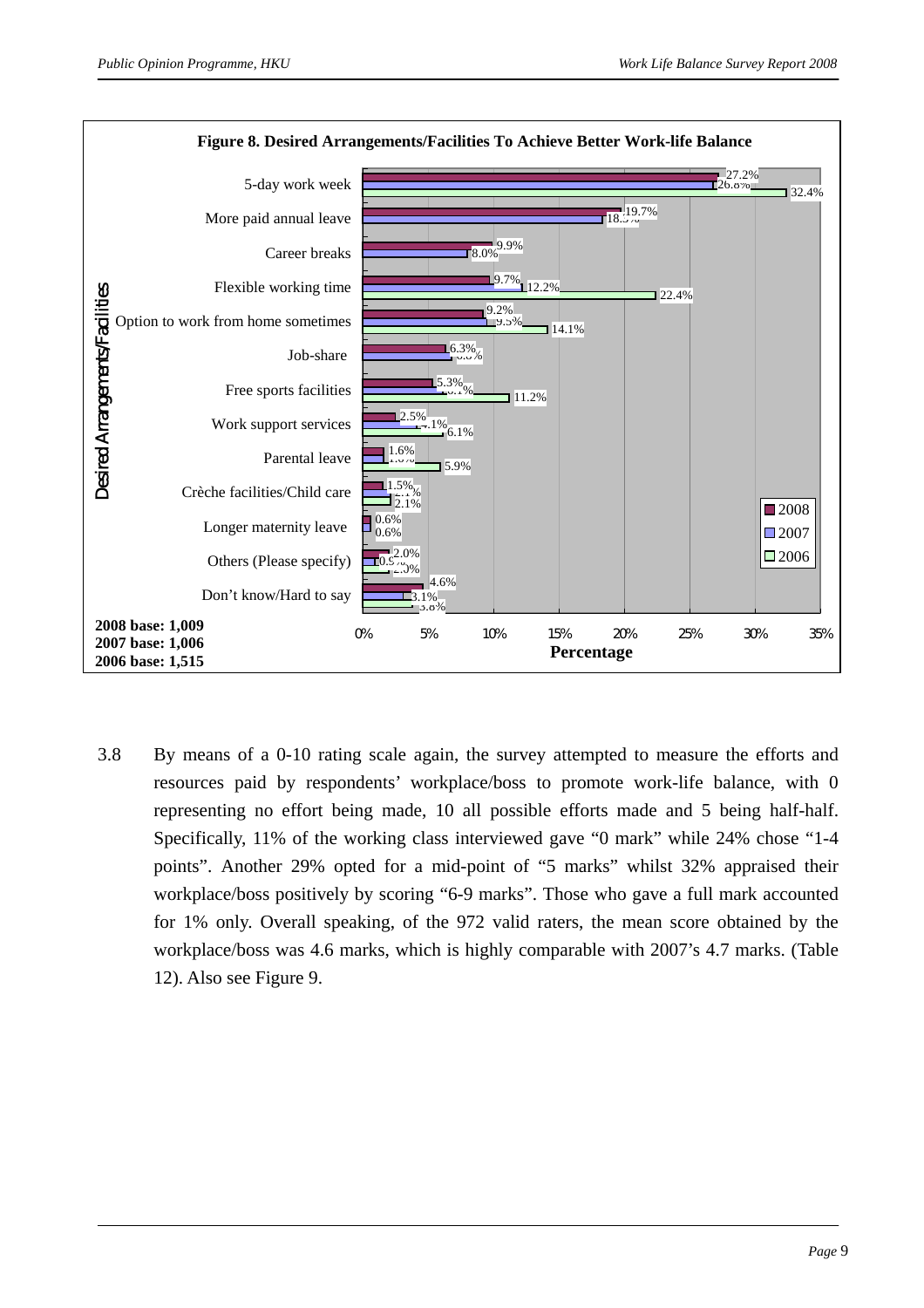**Figure 8. Desired Arrangements/Facilities To Achieve Better Work-life Balance**

| Desired Arrangements/Facilities | 2008 | 2007 | 2006 |
|---|---|---|---|
| 5-day work week | 27.2% | 26.8% | 32.4% |
| More paid annual leave | 19.7% | 18.5% | |
| Career breaks | 9.9% | 8.0% | |
| Flexible working time | 9.7% | 12.2% | 22.4% |
| Option to work from home sometimes | 9.2% | 9.5% | 14.1% |
| Job-share | 6.3% | 6.8% | |
| Free sports facilities | 5.3% | 6.1% | 11.2% |
| Work support services | 2.5% | 4.1% | 6.1% |
| Parental leave | 1.6% | 1.6% | 5.9% |
| Crèche facilities/Child care | 1.5% | 2.1% | 2.1% |
| Longer maternity leave | 0.6% | 0.6% | |
| Others (Please specify) | 2.0% | 0.9% | 2.0% |
| Don't know/Hard to say | 4.6% | 3.1% | 3.8% |

2008 base: 1,009
2007 base: 1,006
2006 base: 1,515

3.8 By means of a 0-10 rating scale again, the survey attempted to measure the efforts and resources paid by respondents' workplace/boss to promote work-life balance, with 0 representing no effort being made, 10 all possible efforts made and 5 being half-half. Specifically, 11% of the working class interviewed gave "0 mark" while 24% chose "1-4 points". Another 29% opted for a mid-point of "5 marks" whilst 32% appraised their workplace/boss positively by scoring "6-9 marks". Those who gave a full mark accounted for 1% only. Overall speaking, of the 972 valid raters, the mean score obtained by the workplace/boss was 4.6 marks, which is highly comparable with 2007's 4.7 marks. (Table 12). Also see Figure 9.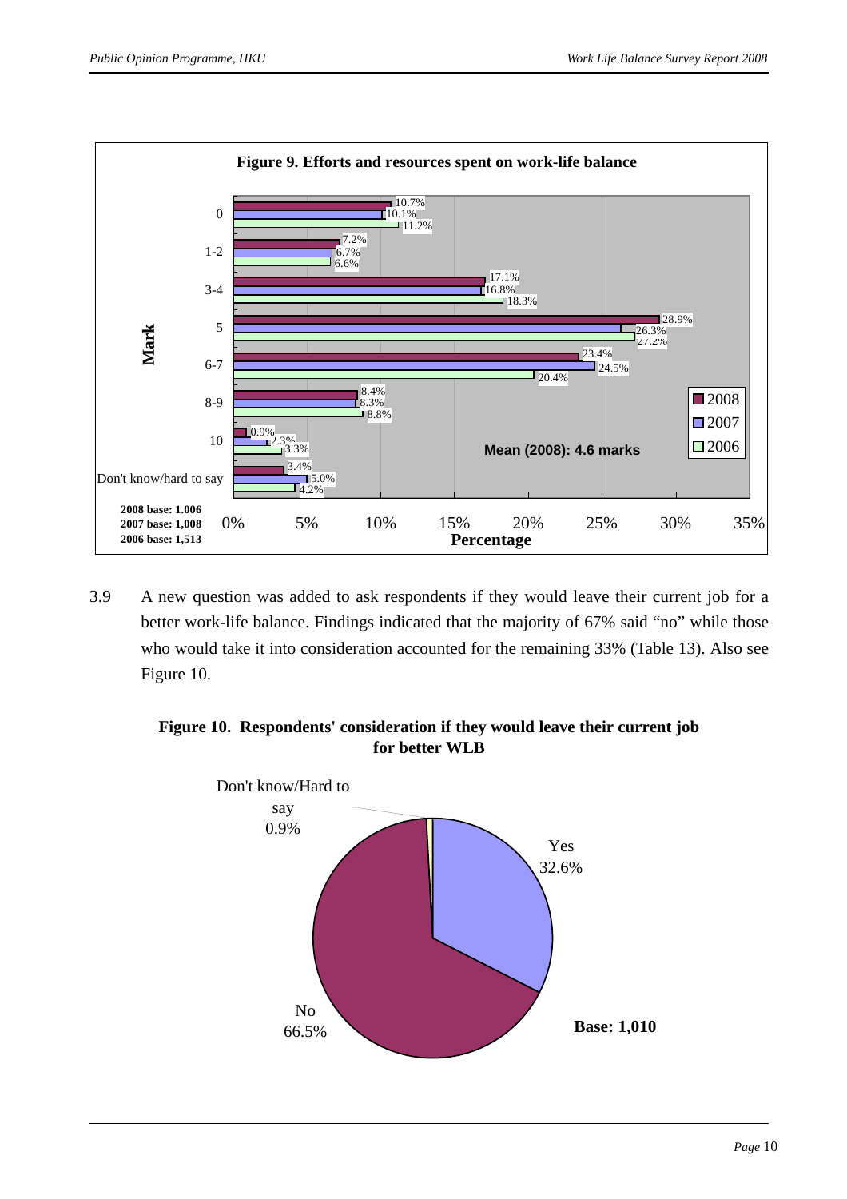**Figure 9. Efforts and resources spent on work-life balance**

| Mark | 2008 | 2007 | 2006 |
|---|---|---|---|
| 0 | 10.7% | 10.1% | 11.2% |
| 1-2 | 7.2% | 6.7% | 6.6% |
| 3-4 | 17.1% | 16.8% | 18.3% |
| 5 | 28.9% | 26.3% | 27.2% |
| 6-7 | 23.4% | 24.5% | 20.4% |
| 8-9 | 8.4% | 8.3% | 8.8% |
| 10 | 0.9% | 2.3% | 3.3% |
| Don't know/hard to say | 3.4% | 5.0% | 4.2% |

Mean (2008): 4.6 marks

2008 base: 1,006
2007 base: 1,008
2006 base: 1,513

3.9 A new question was added to ask respondents if they would leave their current job for a better work-life balance. Findings indicated that the majority of 67% said "no" while those who would take it into consideration accounted for the remaining 33% (Table 13). Also see Figure 10.

**Figure 10. Respondents' consideration if they would leave their current job for better WLB**

| Response | Percentage |
|---|---|
| Yes | 32.6% |
| No | 66.5% |
| Don't know/Hard to say | 0.9% |

**Base: 1,010**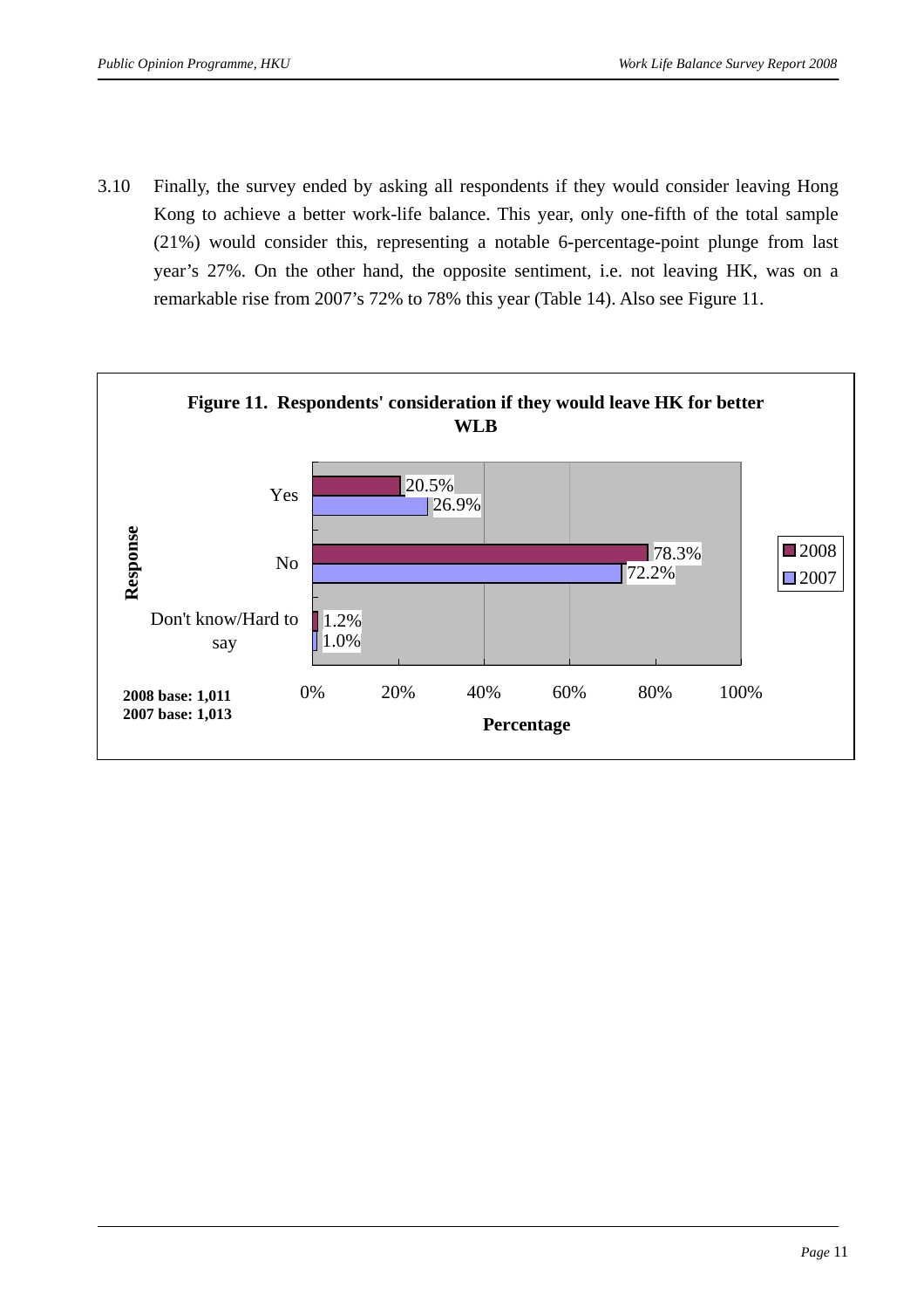3.10 Finally, the survey ended by asking all respondents if they would consider leaving Hong Kong to achieve a better work-life balance. This year, only one-fifth of the total sample (21%) would consider this, representing a notable 6-percentage-point plunge from last year's 27%. On the other hand, the opposite sentiment, i.e. not leaving HK, was on a remarkable rise from 2007's 72% to 78% this year (Table 14). Also see Figure 11.

**Figure 11. Respondents' consideration if they would leave HK for better WLB**

| Response | 2008 | 2007 |
|---|---|---|
| Yes | 20.5% | 26.9% |
| No | 78.3% | 72.2% |
| Don't know/Hard to say | 1.2% | 1.0% |

**2008 base: 1,011**
**2007 base: 1,013**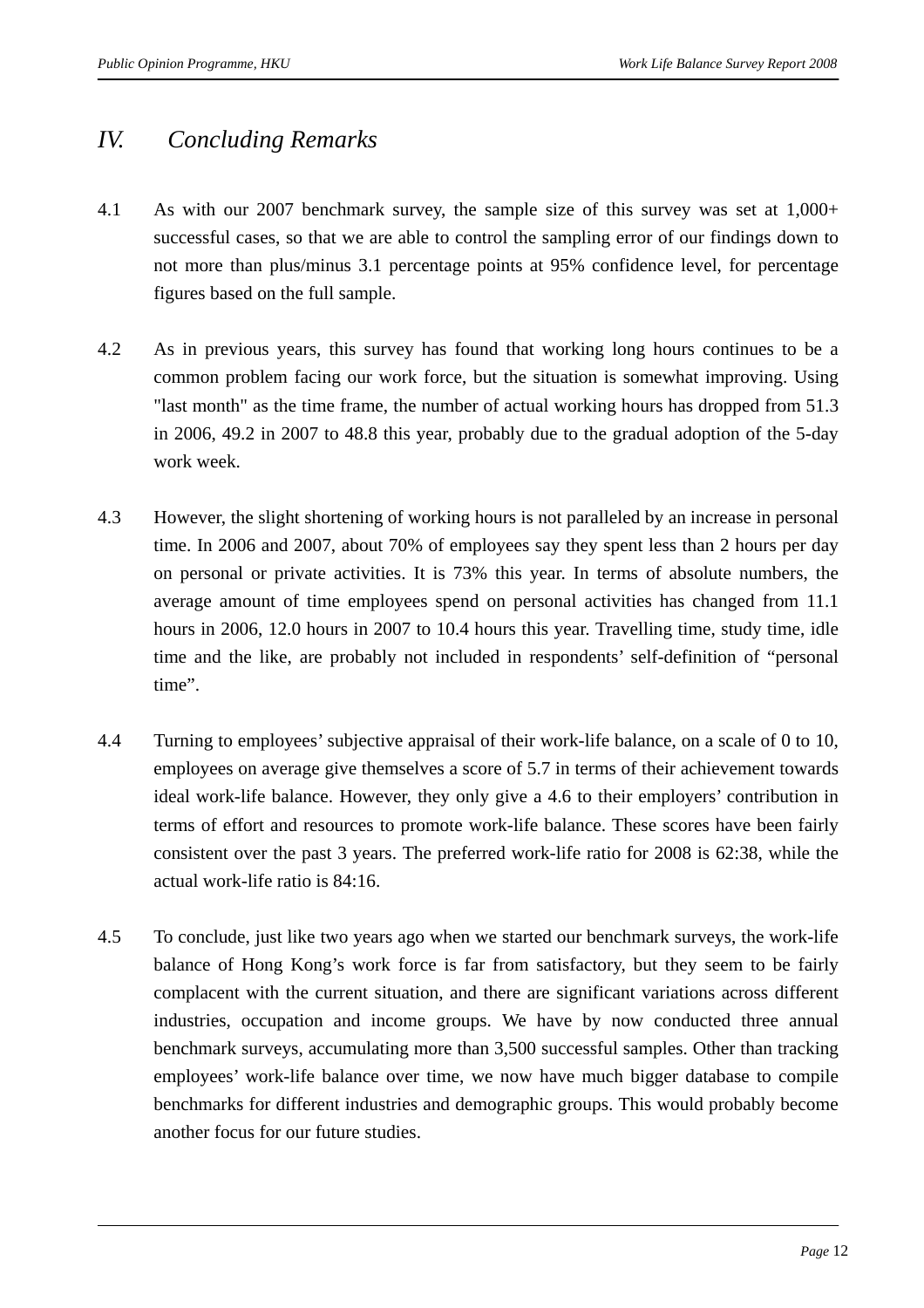# *IV. Concluding Remarks*

4.1 As with our 2007 benchmark survey, the sample size of this survey was set at 1,000+ successful cases, so that we are able to control the sampling error of our findings down to not more than plus/minus 3.1 percentage points at 95% confidence level, for percentage figures based on the full sample.

4.2 As in previous years, this survey has found that working long hours continues to be a common problem facing our work force, but the situation is somewhat improving. Using "last month" as the time frame, the number of actual working hours has dropped from 51.3 in 2006, 49.2 in 2007 to 48.8 this year, probably due to the gradual adoption of the 5-day work week.

4.3 However, the slight shortening of working hours is not paralleled by an increase in personal time. In 2006 and 2007, about 70% of employees say they spent less than 2 hours per day on personal or private activities. It is 73% this year. In terms of absolute numbers, the average amount of time employees spend on personal activities has changed from 11.1 hours in 2006, 12.0 hours in 2007 to 10.4 hours this year. Travelling time, study time, idle time and the like, are probably not included in respondents' self-definition of "personal time".

4.4 Turning to employees' subjective appraisal of their work-life balance, on a scale of 0 to 10, employees on average give themselves a score of 5.7 in terms of their achievement towards ideal work-life balance. However, they only give a 4.6 to their employers' contribution in terms of effort and resources to promote work-life balance. These scores have been fairly consistent over the past 3 years. The preferred work-life ratio for 2008 is 62:38, while the actual work-life ratio is 84:16.

4.5 To conclude, just like two years ago when we started our benchmark surveys, the work-life balance of Hong Kong's work force is far from satisfactory, but they seem to be fairly complacent with the current situation, and there are significant variations across different industries, occupation and income groups. We have by now conducted three annual benchmark surveys, accumulating more than 3,500 successful samples. Other than tracking employees' work-life balance over time, we now have much bigger database to compile benchmarks for different industries and demographic groups. This would probably become another focus for our future studies.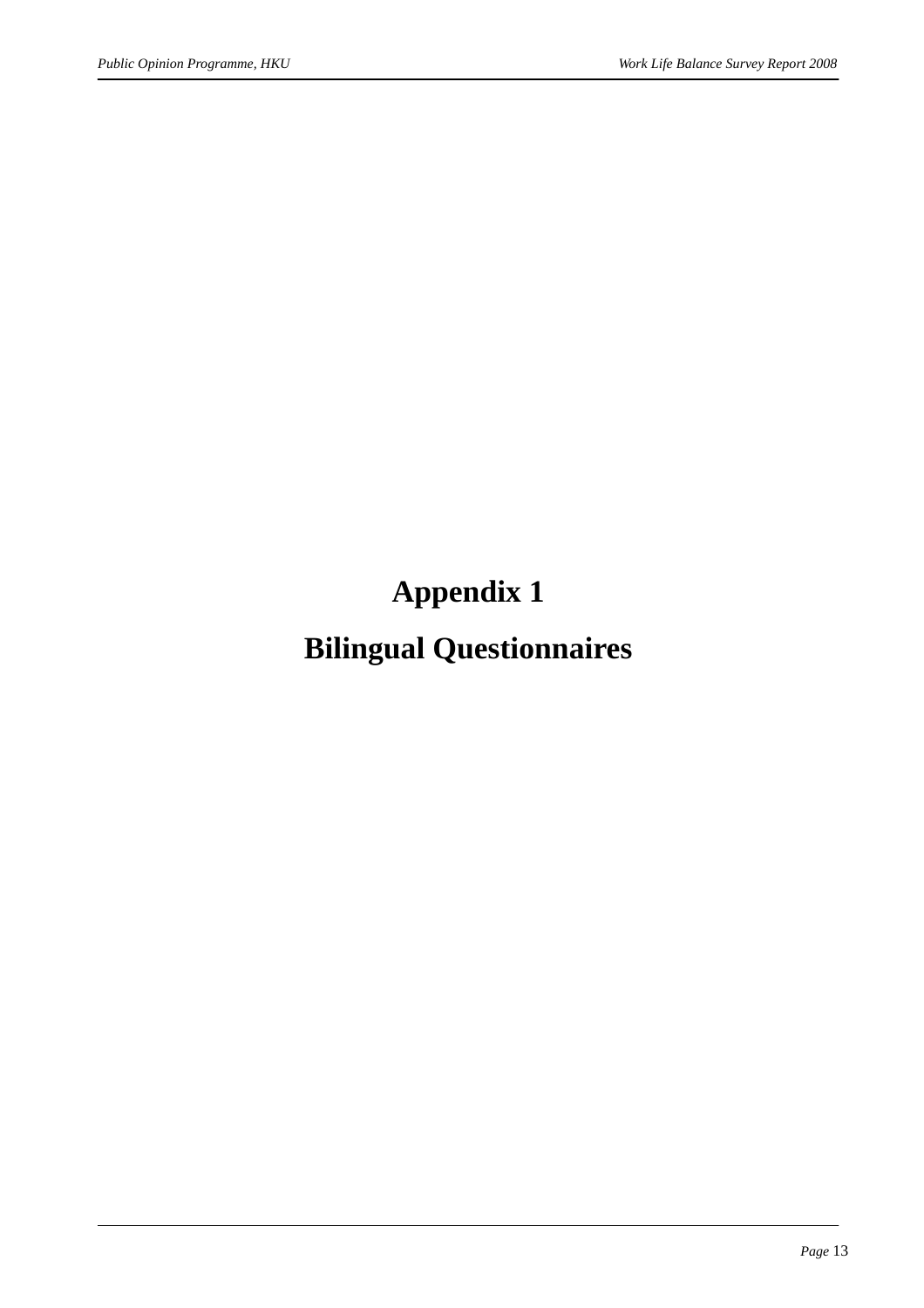# Appendix 1

# Bilingual Questionnaires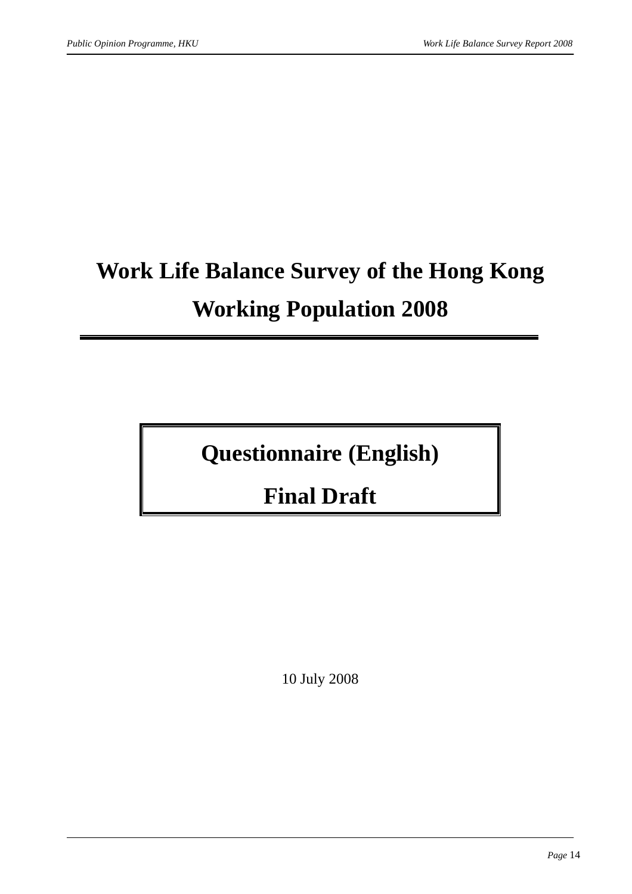# Work Life Balance Survey of the Hong Kong Working Population 2008

## Questionnaire (English)

## Final Draft

10 July 2008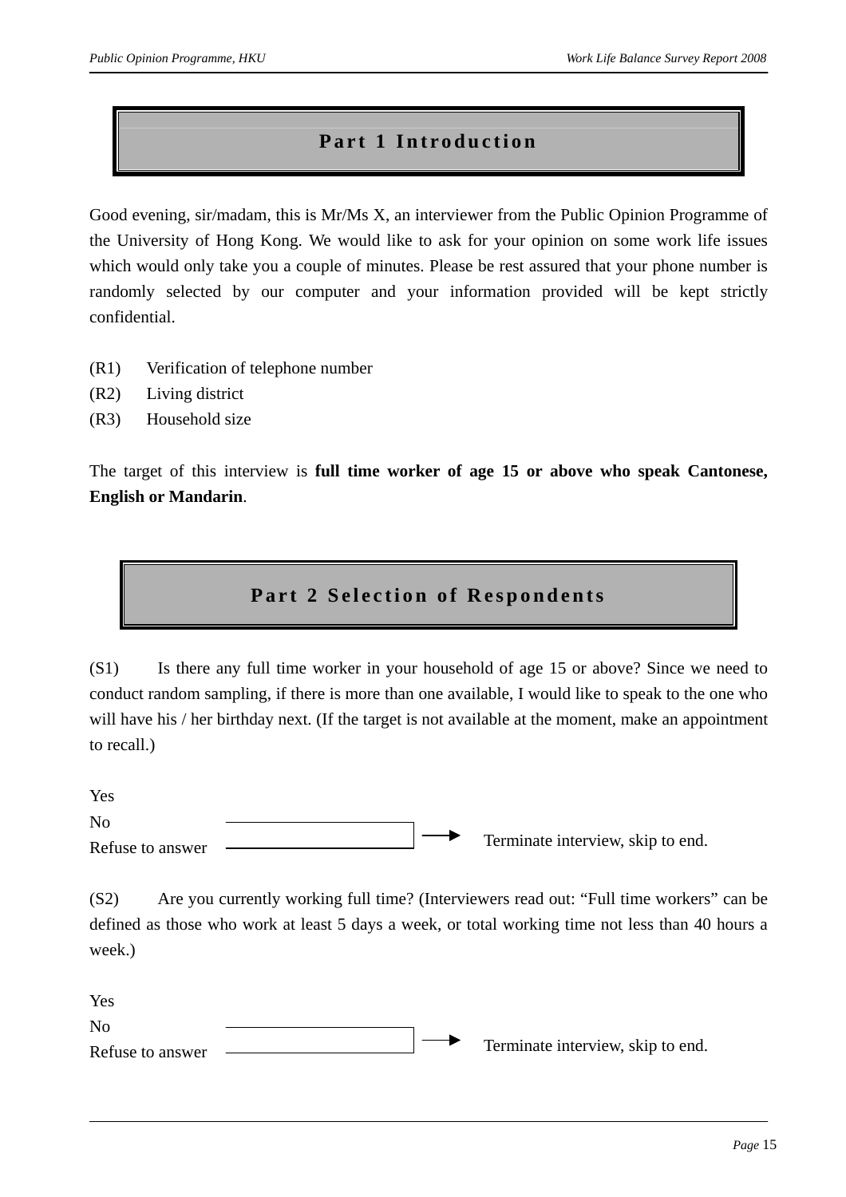# Part 1 Introduction

Good evening, sir/madam, this is Mr/Ms X, an interviewer from the Public Opinion Programme of the University of Hong Kong. We would like to ask for your opinion on some work life issues which would only take you a couple of minutes. Please be rest assured that your phone number is randomly selected by our computer and your information provided will be kept strictly confidential.

(R1) Verification of telephone number
(R2) Living district
(R3) Household size

The target of this interview is **full time worker of age 15 or above who speak Cantonese, English or Mandarin**.

# Part 2 Selection of Respondents

(S1) Is there any full time worker in your household of age 15 or above? Since we need to conduct random sampling, if there is more than one available, I would like to speak to the one who will have his / her birthday next. (If the target is not available at the moment, make an appointment to recall.)

Yes
No
Refuse to answer → Terminate interview, skip to end.

(S2) Are you currently working full time? (Interviewers read out: “Full time workers” can be defined as those who work at least 5 days a week, or total working time not less than 40 hours a week.)

Yes
No
Refuse to answer → Terminate interview, skip to end.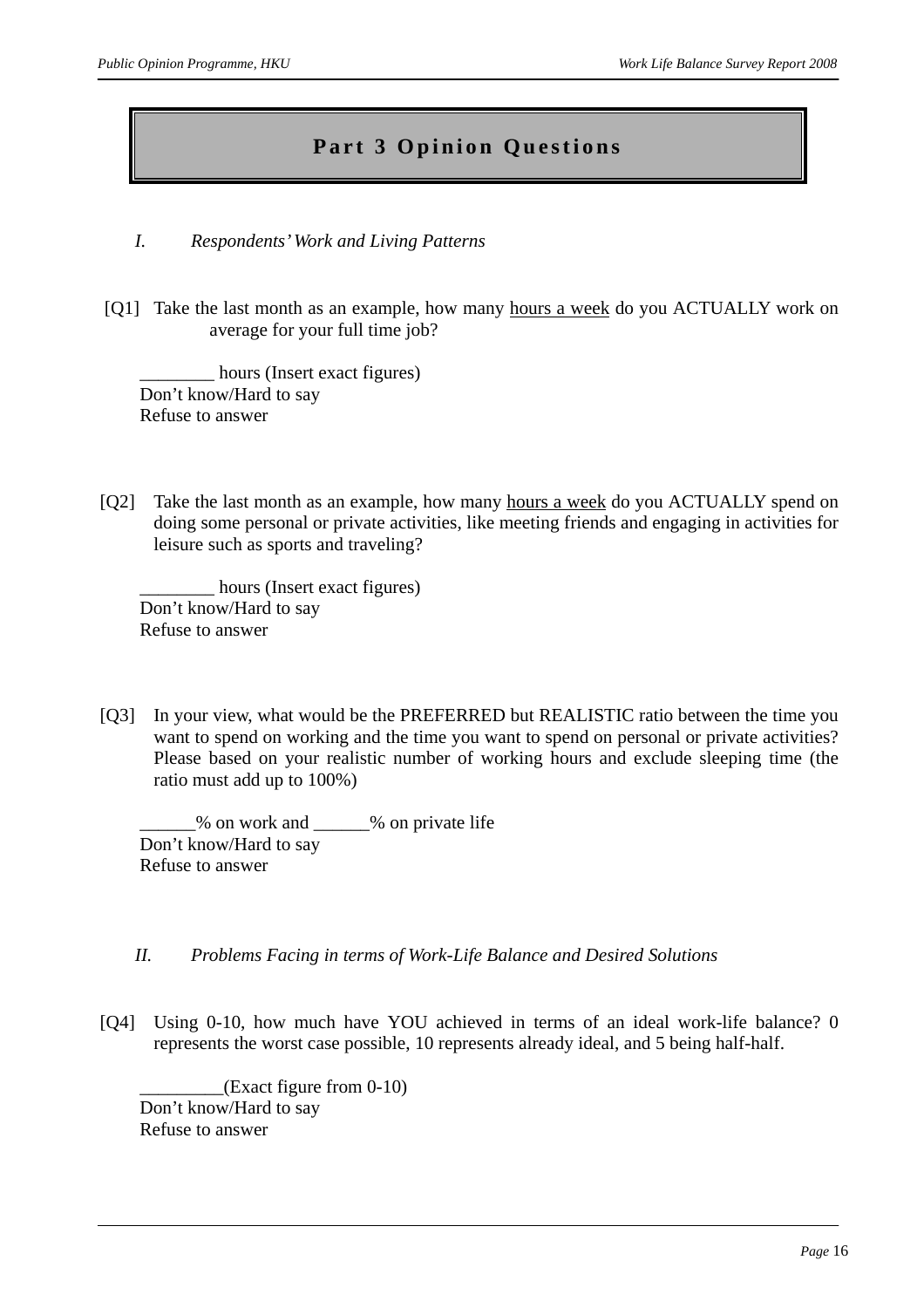# Part 3 Opinion Questions

## *I. Respondents' Work and Living Patterns*

[Q1] Take the last month as an example, how many <u>hours a week</u> do you ACTUALLY work on average for your full time job?

________ hours (Insert exact figures)
Don't know/Hard to say
Refuse to answer

[Q2] Take the last month as an example, how many <u>hours a week</u> do you ACTUALLY spend on doing some personal or private activities, like meeting friends and engaging in activities for leisure such as sports and traveling?

________ hours (Insert exact figures)
Don't know/Hard to say
Refuse to answer

[Q3] In your view, what would be the PREFERRED but REALISTIC ratio between the time you want to spend on working and the time you want to spend on personal or private activities? Please based on your realistic number of working hours and exclude sleeping time (the ratio must add up to 100%)

______% on work and ______% on private life
Don't know/Hard to say
Refuse to answer

## *II. Problems Facing in terms of Work-Life Balance and Desired Solutions*

[Q4] Using 0-10, how much have YOU achieved in terms of an ideal work-life balance? 0 represents the worst case possible, 10 represents already ideal, and 5 being half-half.

_________(Exact figure from 0-10)
Don't know/Hard to say
Refuse to answer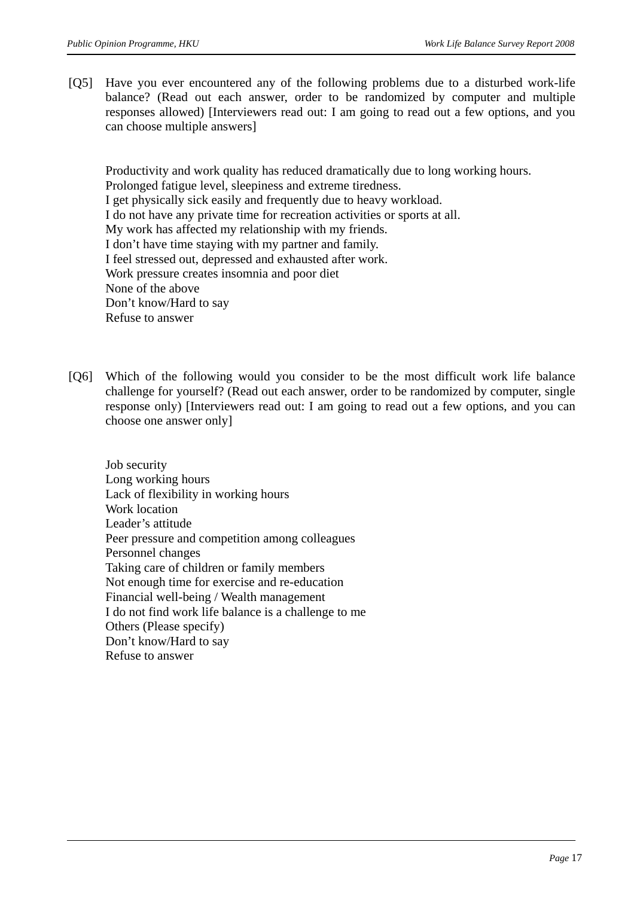[Q5] Have you ever encountered any of the following problems due to a disturbed work-life balance? (Read out each answer, order to be randomized by computer and multiple responses allowed) [Interviewers read out: I am going to read out a few options, and you can choose multiple answers]

Productivity and work quality has reduced dramatically due to long working hours.
Prolonged fatigue level, sleepiness and extreme tiredness.
I get physically sick easily and frequently due to heavy workload.
I do not have any private time for recreation activities or sports at all.
My work has affected my relationship with my friends.
I don't have time staying with my partner and family.
I feel stressed out, depressed and exhausted after work.
Work pressure creates insomnia and poor diet
None of the above
Don't know/Hard to say
Refuse to answer

[Q6] Which of the following would you consider to be the most difficult work life balance challenge for yourself? (Read out each answer, order to be randomized by computer, single response only) [Interviewers read out: I am going to read out a few options, and you can choose one answer only]

Job security
Long working hours
Lack of flexibility in working hours
Work location
Leader's attitude
Peer pressure and competition among colleagues
Personnel changes
Taking care of children or family members
Not enough time for exercise and re-education
Financial well-being / Wealth management
I do not find work life balance is a challenge to me
Others (Please specify)
Don't know/Hard to say
Refuse to answer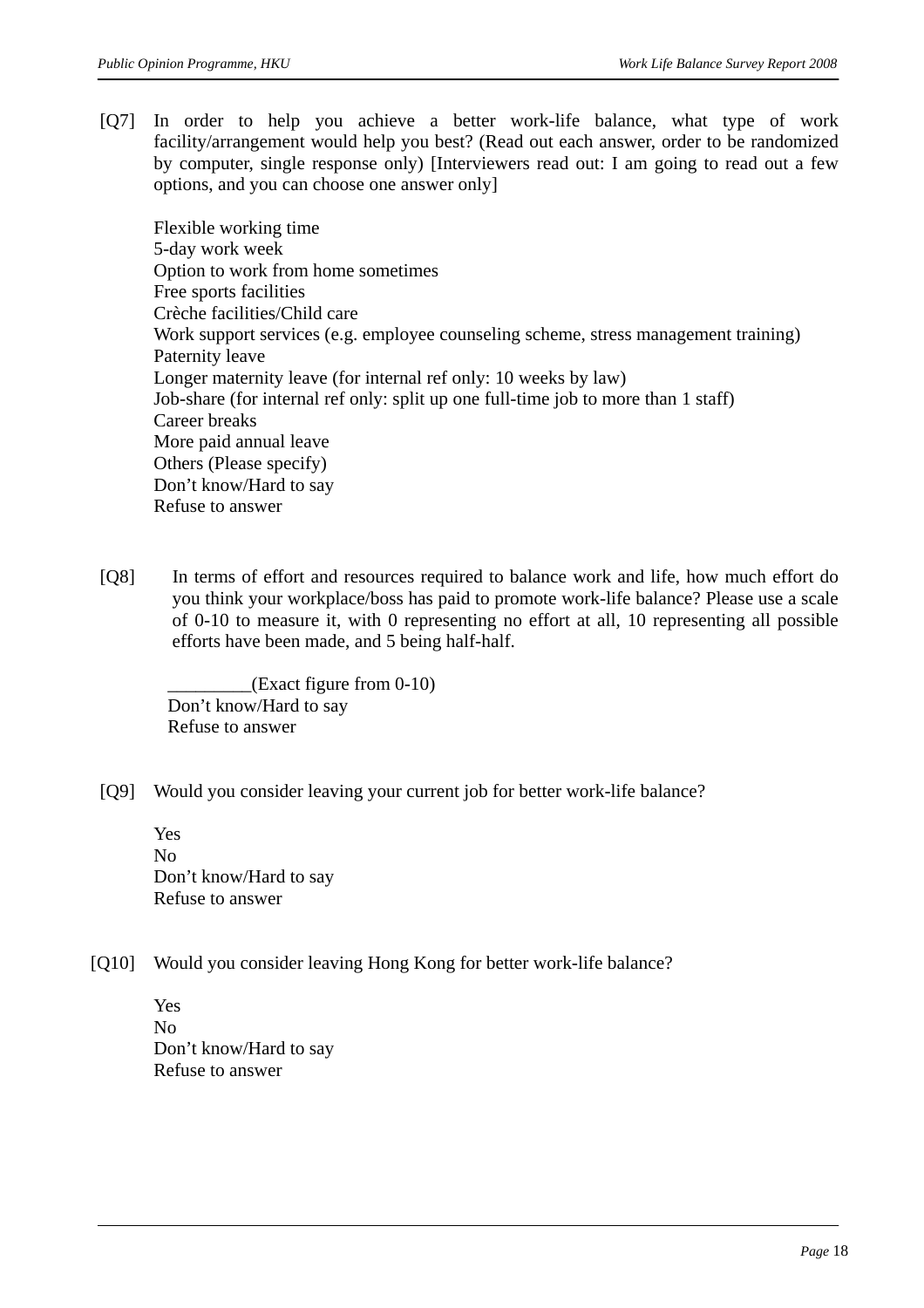[Q7] In order to help you achieve a better work-life balance, what type of work facility/arrangement would help you best? (Read out each answer, order to be randomized by computer, single response only) [Interviewers read out: I am going to read out a few options, and you can choose one answer only]

Flexible working time
5-day work week
Option to work from home sometimes
Free sports facilities
Crèche facilities/Child care
Work support services (e.g. employee counseling scheme, stress management training)
Paternity leave
Longer maternity leave (for internal ref only: 10 weeks by law)
Job-share (for internal ref only: split up one full-time job to more than 1 staff)
Career breaks
More paid annual leave
Others (Please specify)
Don't know/Hard to say
Refuse to answer

[Q8] In terms of effort and resources required to balance work and life, how much effort do you think your workplace/boss has paid to promote work-life balance? Please use a scale of 0-10 to measure it, with 0 representing no effort at all, 10 representing all possible efforts have been made, and 5 being half-half.

_________(Exact figure from 0-10)
Don't know/Hard to say
Refuse to answer

[Q9] Would you consider leaving your current job for better work-life balance?

Yes
No
Don't know/Hard to say
Refuse to answer

[Q10] Would you consider leaving Hong Kong for better work-life balance?

Yes
No
Don't know/Hard to say
Refuse to answer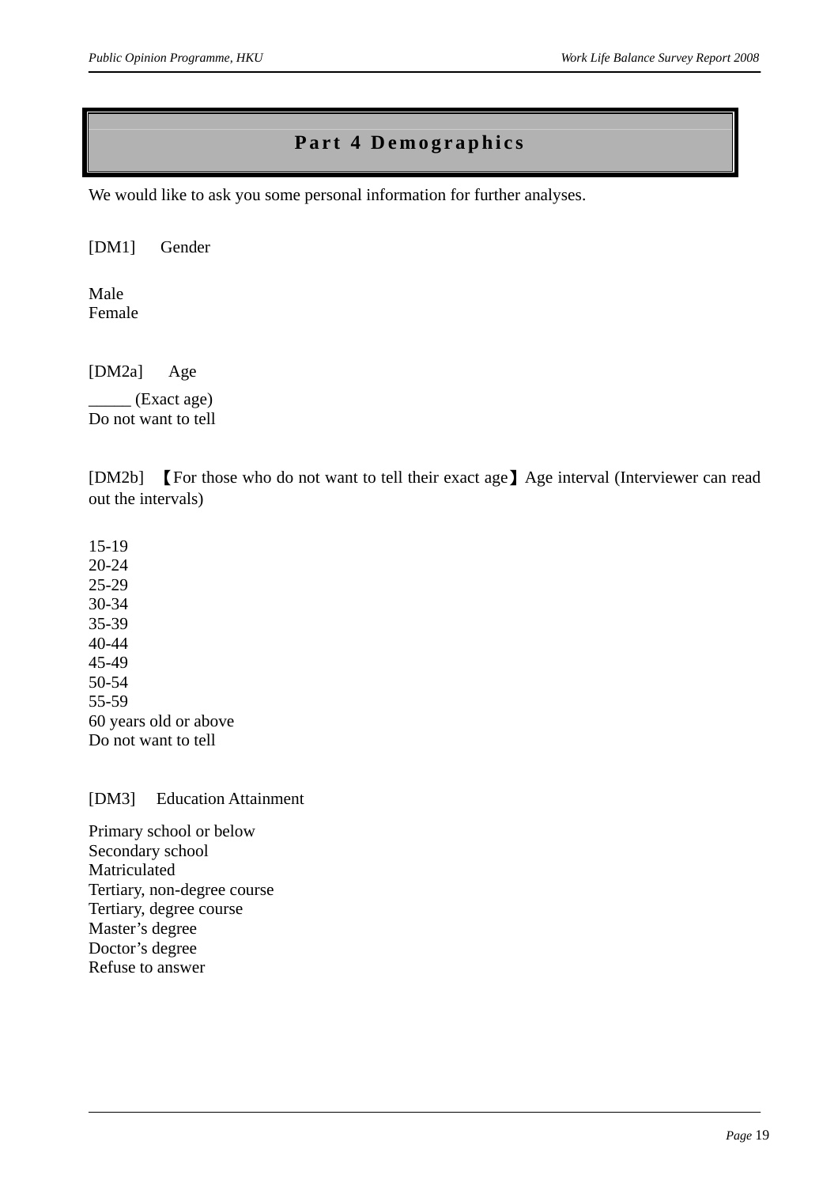# Part 4 Demographics

We would like to ask you some personal information for further analyses.

[DM1] Gender

Male
Female

[DM2a] Age

_____ (Exact age)
Do not want to tell

[DM2b] 【For those who do not want to tell their exact age】Age interval (Interviewer can read out the intervals)

15-19
20-24
25-29
30-34
35-39
40-44
45-49
50-54
55-59
60 years old or above
Do not want to tell

[DM3] Education Attainment

Primary school or below
Secondary school
Matriculated
Tertiary, non-degree course
Tertiary, degree course
Master’s degree
Doctor’s degree
Refuse to answer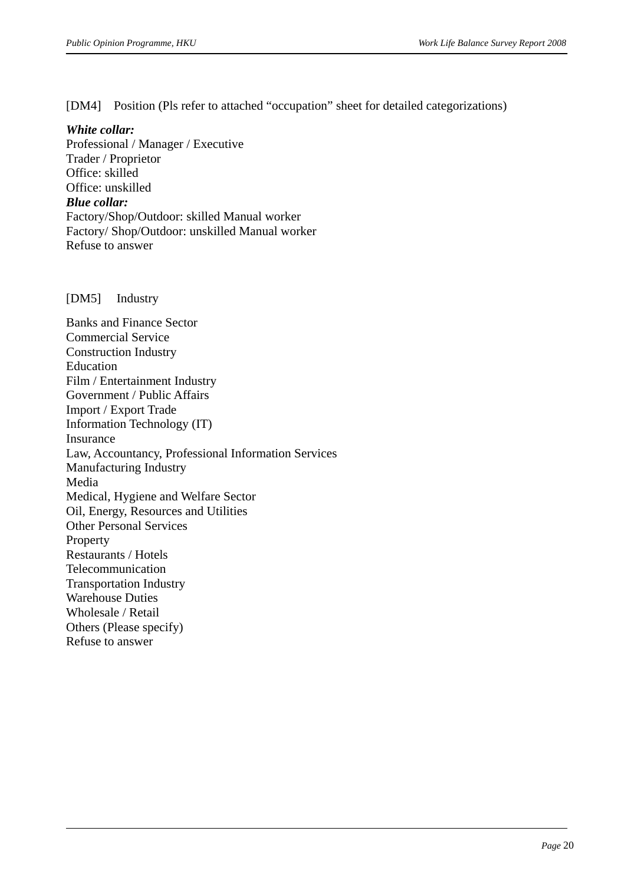[DM4] Position (Pls refer to attached "occupation" sheet for detailed categorizations)

***White collar:***
Professional / Manager / Executive
Trader / Proprietor
Office: skilled
Office: unskilled
***Blue collar:***
Factory/Shop/Outdoor: skilled Manual worker
Factory/ Shop/Outdoor: unskilled Manual worker
Refuse to answer

[DM5] Industry

Banks and Finance Sector
Commercial Service
Construction Industry
Education
Film / Entertainment Industry
Government / Public Affairs
Import / Export Trade
Information Technology (IT)
Insurance
Law, Accountancy, Professional Information Services
Manufacturing Industry
Media
Medical, Hygiene and Welfare Sector
Oil, Energy, Resources and Utilities
Other Personal Services
Property
Restaurants / Hotels
Telecommunication
Transportation Industry
Warehouse Duties
Wholesale / Retail
Others (Please specify)
Refuse to answer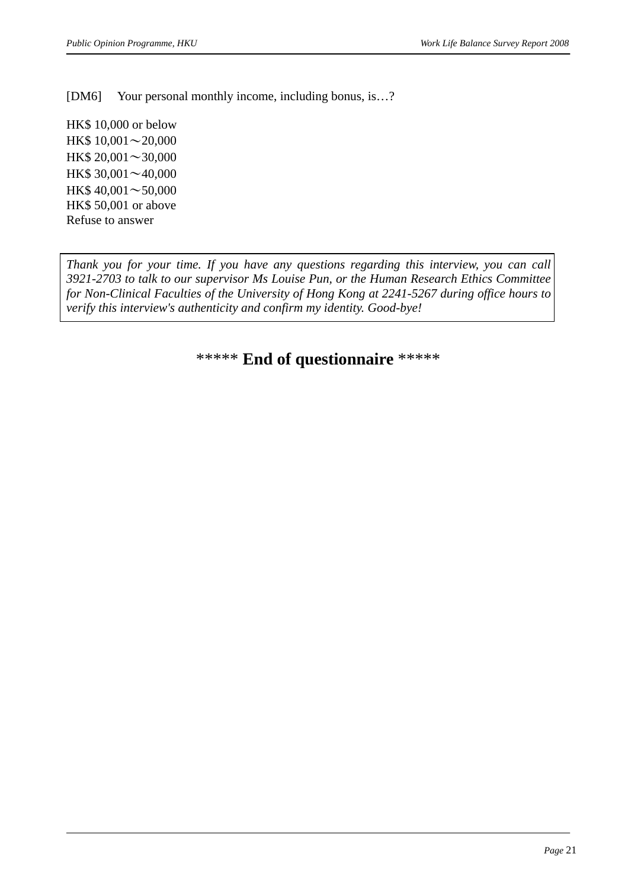[DM6] Your personal monthly income, including bonus, is…?

HK$ 10,000 or below
HK$ 10,001～20,000
HK$ 20,001～30,000
HK$ 30,001～40,000
HK$ 40,001～50,000
HK$ 50,001 or above
Refuse to answer

*Thank you for your time. If you have any questions regarding this interview, you can call 3921-2703 to talk to our supervisor Ms Louise Pun, or the Human Research Ethics Committee for Non-Clinical Faculties of the University of Hong Kong at 2241-5267 during office hours to verify this interview's authenticity and confirm my identity. Good-bye!*

***** **End of questionnaire** *****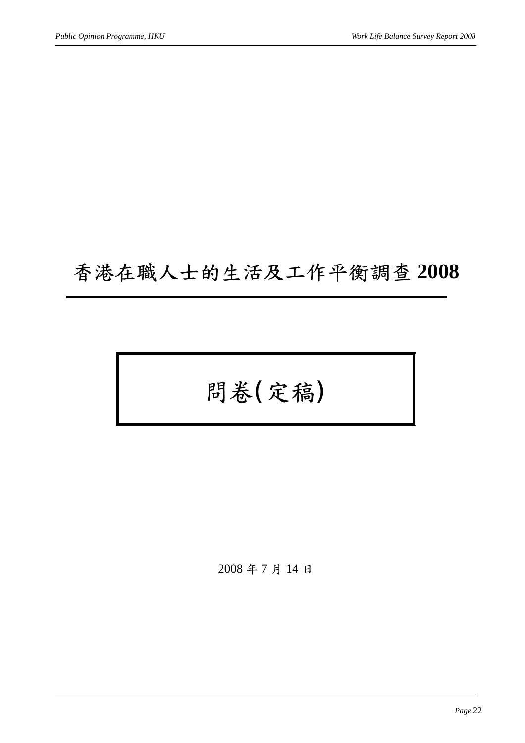# 香港在職人士的生活及工作平衡調查 2008

## 問卷(定稿)

2008 年 7 月 14 日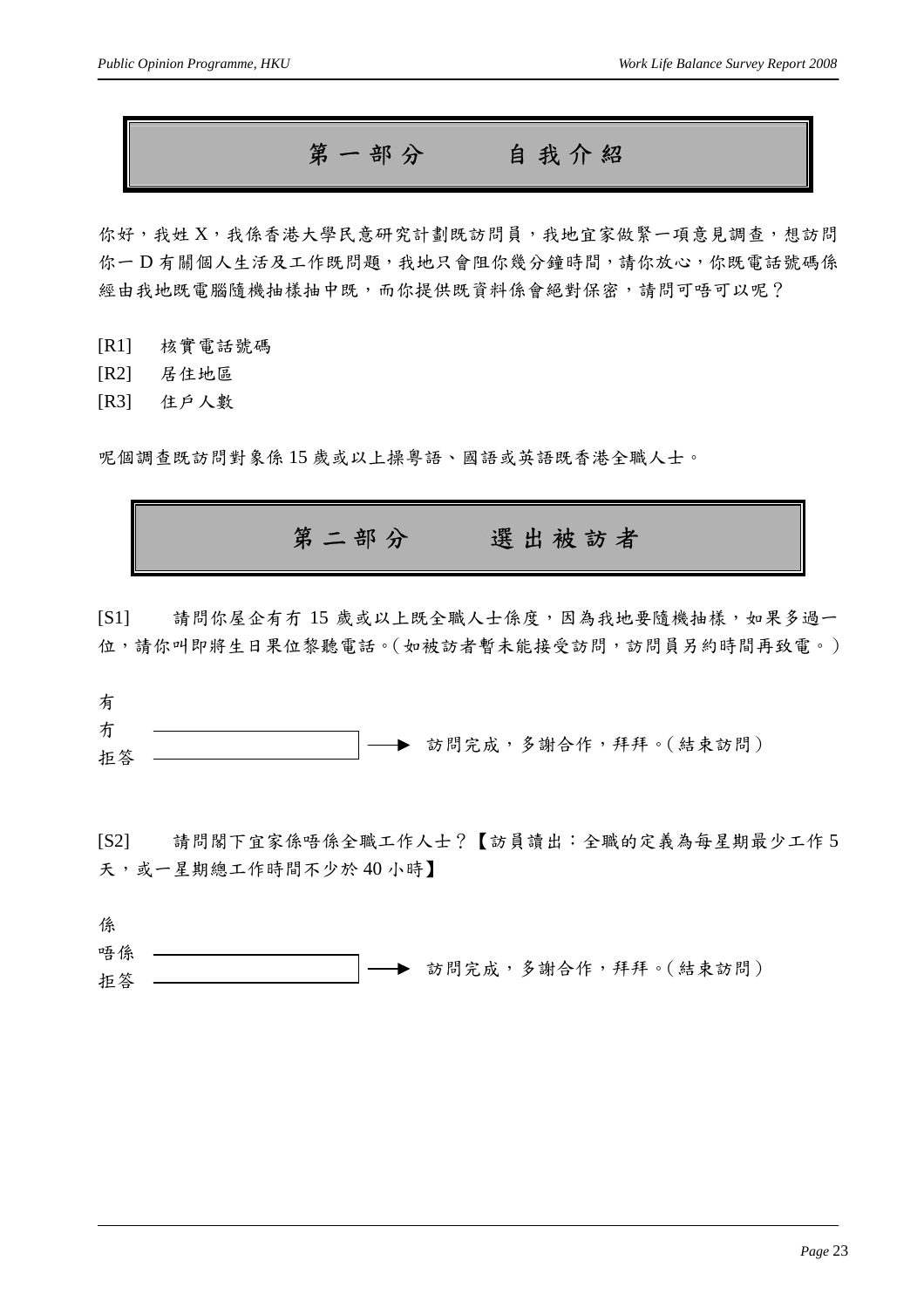# 第一部分　　自我介紹

你好，我姓 X，我係香港大學民意研究計劃既訪問員，我地宜家做緊一項意見調查，想訪問你一 D 有關個人生活及工作既問題，我地只會阻你幾分鐘時間，請你放心，你既電話號碼係經由我地既電腦隨機抽樣抽中既，而你提供既資料係會絕對保密，請問可唔可以呢？

[R1]　核實電話號碼
[R2]　居住地區
[R3]　住戶人數

呢個調查既訪問對象係 15 歲或以上操粵語、國語或英語既香港全職人士。

# 第二部分　　選出被訪者

[S1]　請問你屋企有冇 15 歲或以上既全職人士係度，因為我地要隨機抽樣，如果多過一位，請你叫即將生日果位黎聽電話。(如被訪者暫未能接受訪問，訪問員另約時間再致電。)

有
冇
拒答

（冇／拒答）→ 訪問完成，多謝合作，拜拜。(結束訪問)

[S2]　請問閣下宜家係唔係全職工作人士？【訪員讀出：全職的定義為每星期最少工作 5 天，或一星期總工作時間不少於 40 小時】

係
唔係
拒答

（唔係／拒答）→ 訪問完成，多謝合作，拜拜。(結束訪問)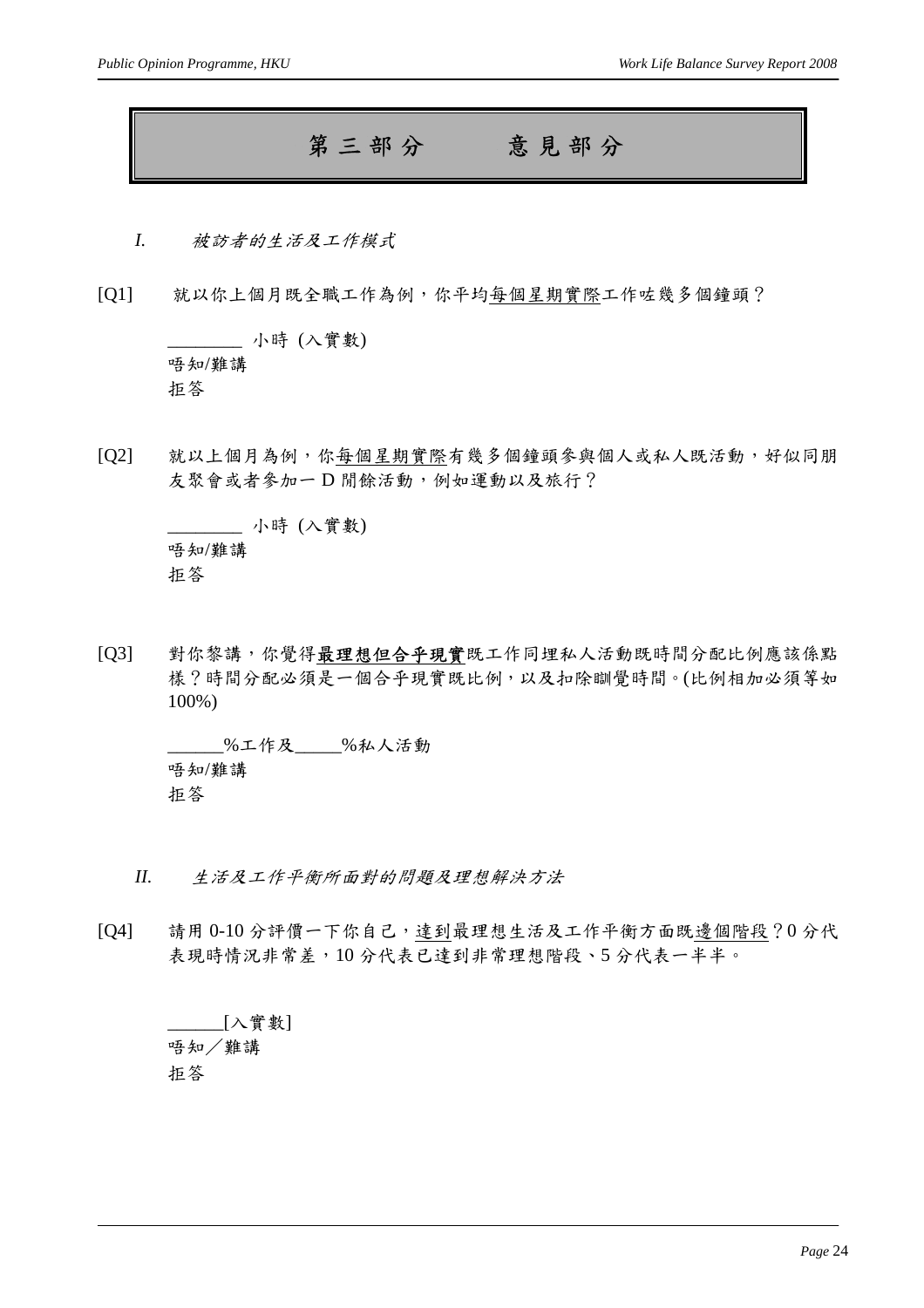# 第三部分　　意見部分

## *I.　被訪者的生活及工作模式*

[Q1]　就以你上個月既全職工作為例，你平均<u>每個星期實際</u>工作咗幾多個鐘頭？

________ 小時 (入實數)
唔知/難講
拒答

[Q2]　就以上個月為例，你<u>每個星期實際</u>有幾多個鐘頭參與個人或私人既活動，好似同朋友聚會或者參加一D閒餘活動，例如運動以及旅行？

________ 小時 (入實數)
唔知/難講
拒答

[Q3]　對你黎講，你覺得<u>**最理想但合乎現實**</u>既工作同埋私人活動既時間分配比例應該係點樣？時間分配必須是一個合乎現實既比例，以及扣除瞓覺時間。(比例相加必須等如100%)

______%工作及_____%私人活動
唔知/難講
拒答

## *II.　生活及工作平衡所面對的問題及理想解決方法*

[Q4]　請用0-10分評價一下你自己，達到最理想生活及工作平衡方面既<u>邊個階段</u>？0分代表現時情況非常差，10分代表已達到非常理想階段、5分代表一半半。

______[入實數]
唔知／難講
拒答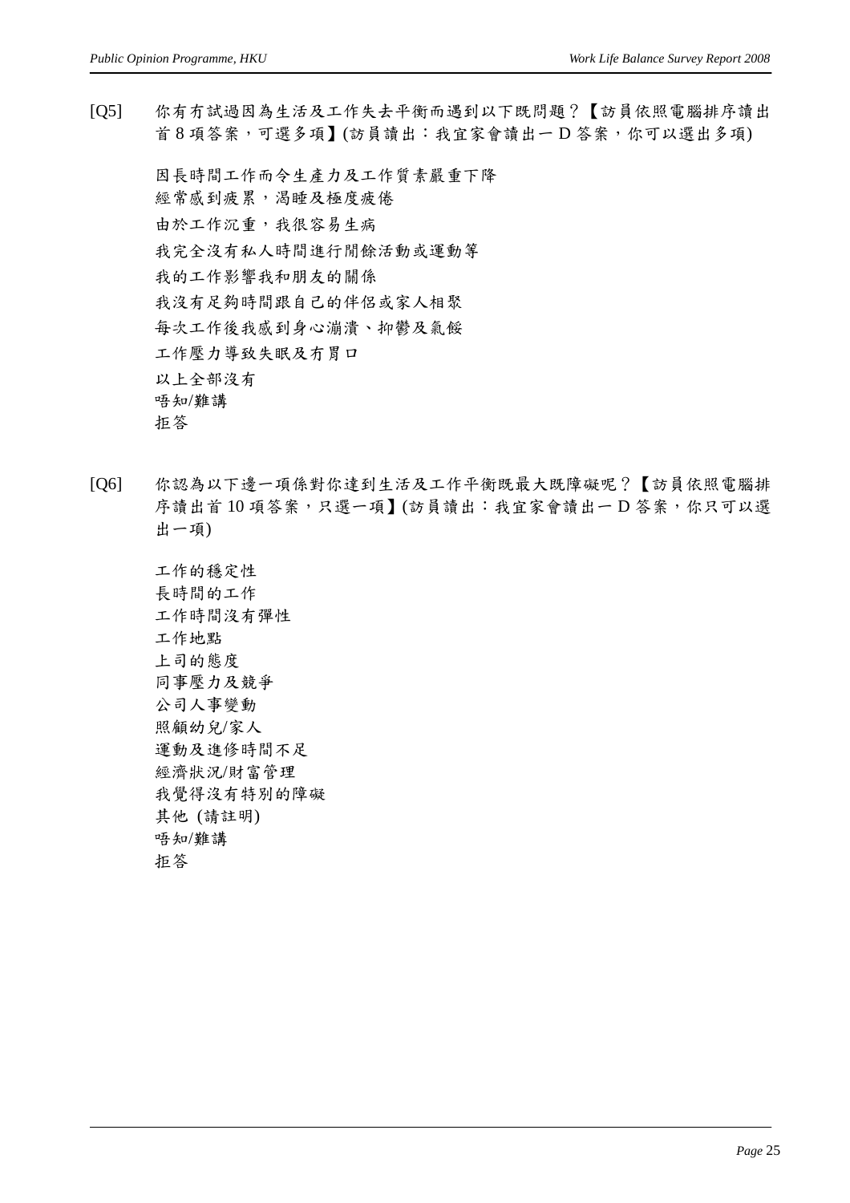[Q5] 你有冇試過因為生活及工作失去平衡而遇到以下既問題？【訪員依照電腦排序讀出首 8 項答案，可選多項】(訪員讀出：我宜家會讀出一 D 答案，你可以選出多項)

因長時間工作而令生產力及工作質素嚴重下降
經常感到疲累，渴睡及極度疲倦
由於工作沉重，我很容易生病
我完全沒有私人時間進行閒餘活動或運動等
我的工作影響我和朋友的關係
我沒有足夠時間跟自己的伴侶或家人相聚
每次工作後我感到身心潰潰、抑鬱及氣餒
工作壓力導致失眠及冇胃口
以上全部沒有
唔知/難講
拒答

[Q6] 你認為以下邊一項係對你達到生活及工作平衡既最大既障礙呢？【訪員依照電腦排序讀出首 10 項答案，只選一項】(訪員讀出：我宜家會讀出一 D 答案，你只可以選出一項)

工作的穩定性
長時間的工作
工作時間沒有彈性
工作地點
上司的態度
同事壓力及競爭
公司人事變動
照顧幼兒/家人
運動及進修時間不足
經濟狀況/財富管理
我覺得沒有特別的障礙
其他 (請註明)
唔知/難講
拒答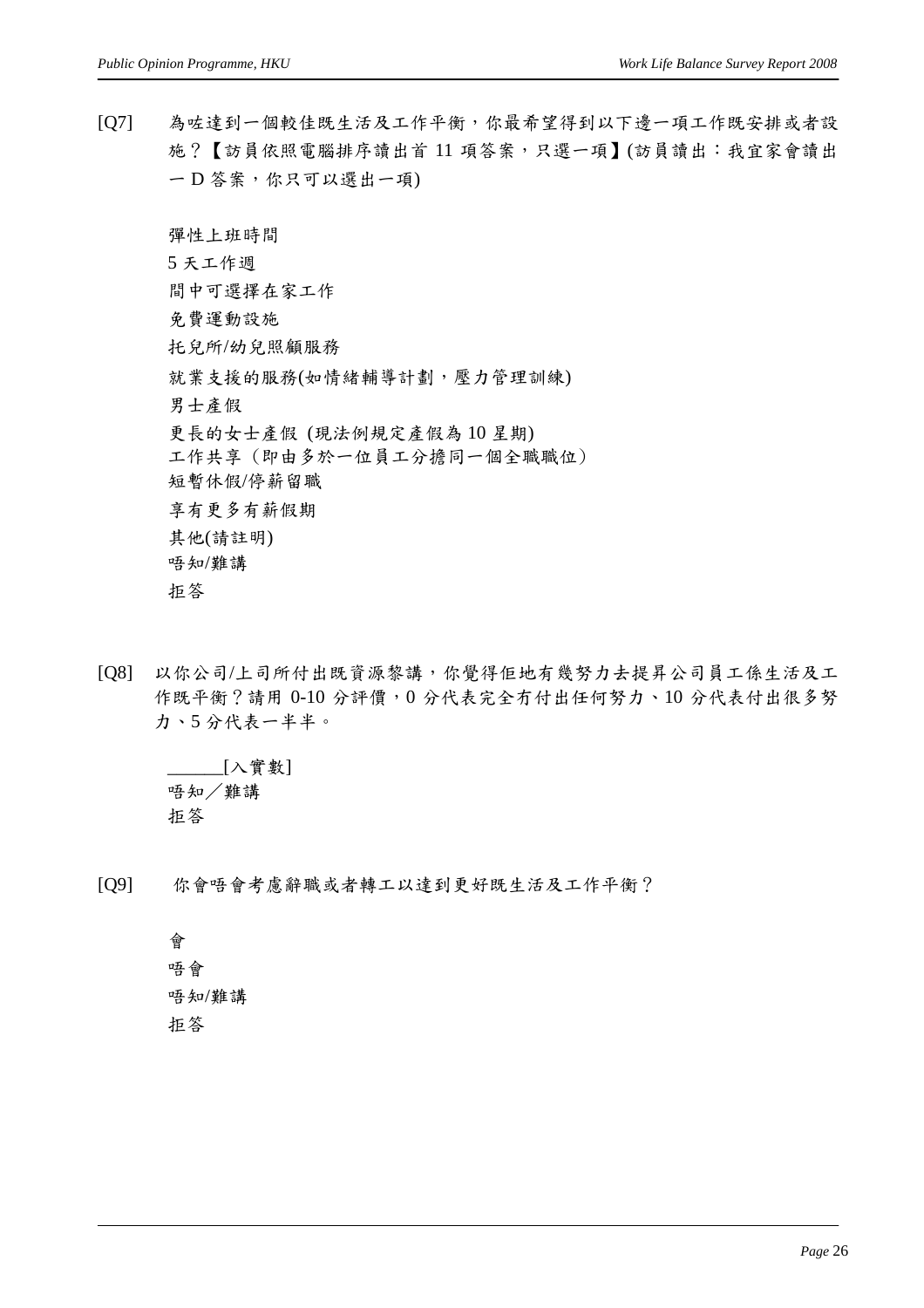[Q7] 為咗達到一個較佳既生活及工作平衡，你最希望得到以下邊一項工作既安排或者設施？【訪員依照電腦排序讀出首 11 項答案，只選一項】(訪員讀出：我宜家會讀出一 D 答案，你只可以選出一項)

彈性上班時間
5 天工作週
間中可選擇在家工作
免費運動設施
托兒所/幼兒照顧服務
就業支援的服務(如情緒輔導計劃，壓力管理訓練)
男士產假
更長的女士產假 (現法例規定產假為 10 星期)
工作共享（即由多於一位員工分擔同一個全職職位）
短暫休假/停薪留職
享有更多有薪假期
其他(請註明)
唔知/難講
拒答

[Q8] 以你公司/上司所付出既資源黎講，你覺得佢地有幾努力去提昇公司員工係生活及工作既平衡？請用 0-10 分評價，0 分代表完全冇付出任何努力、10 分代表付出很多努力、5 分代表一半半。

______[入實數]
唔知／難講
拒答

[Q9] 你會唔會考慮辭職或者轉工以達到更好既生活及工作平衡？

會
唔會
唔知/難講
拒答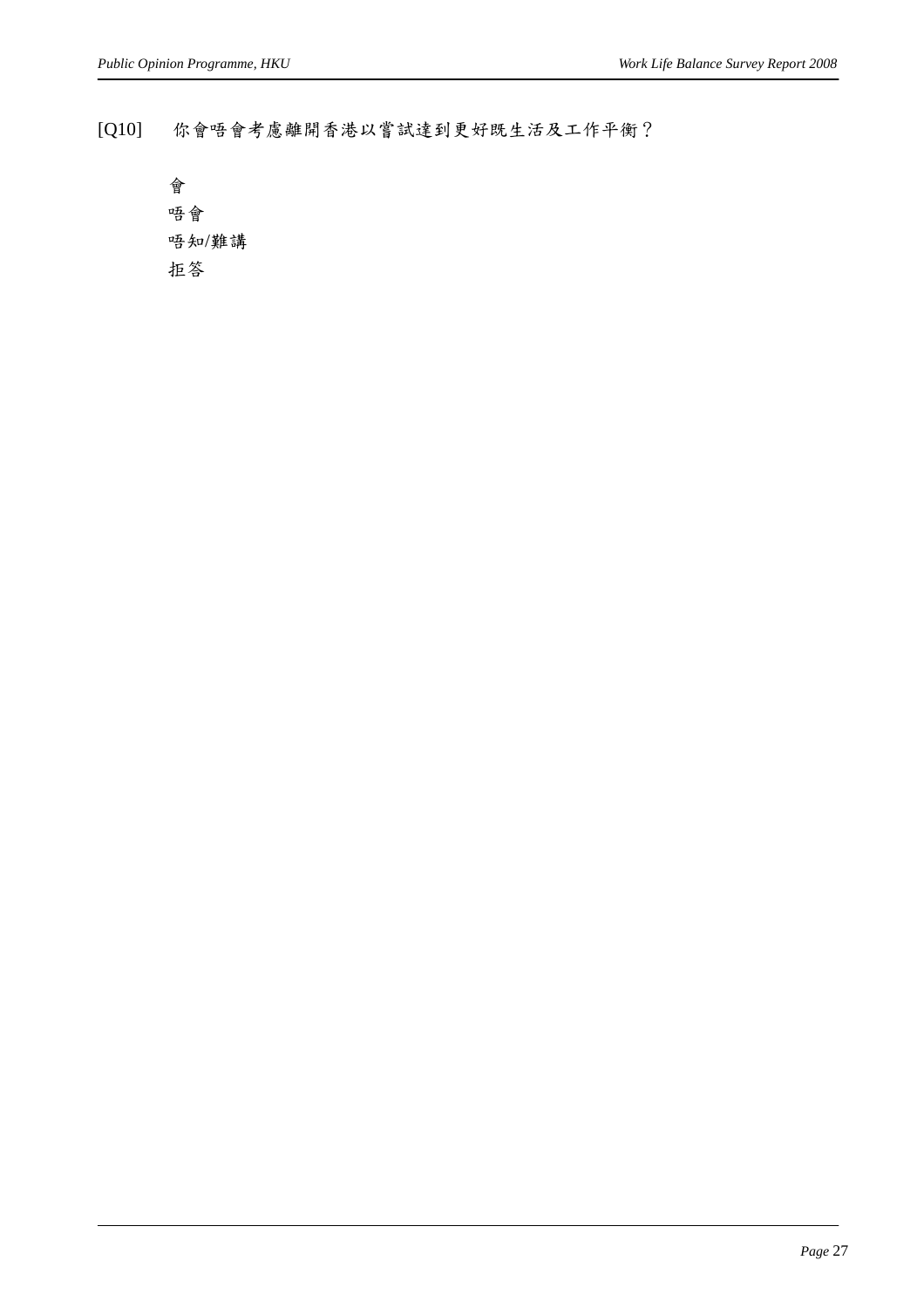[Q10] 你會唔會考慮離開香港以嘗試達到更好既生活及工作平衡？

會
唔會
唔知/難講
拒答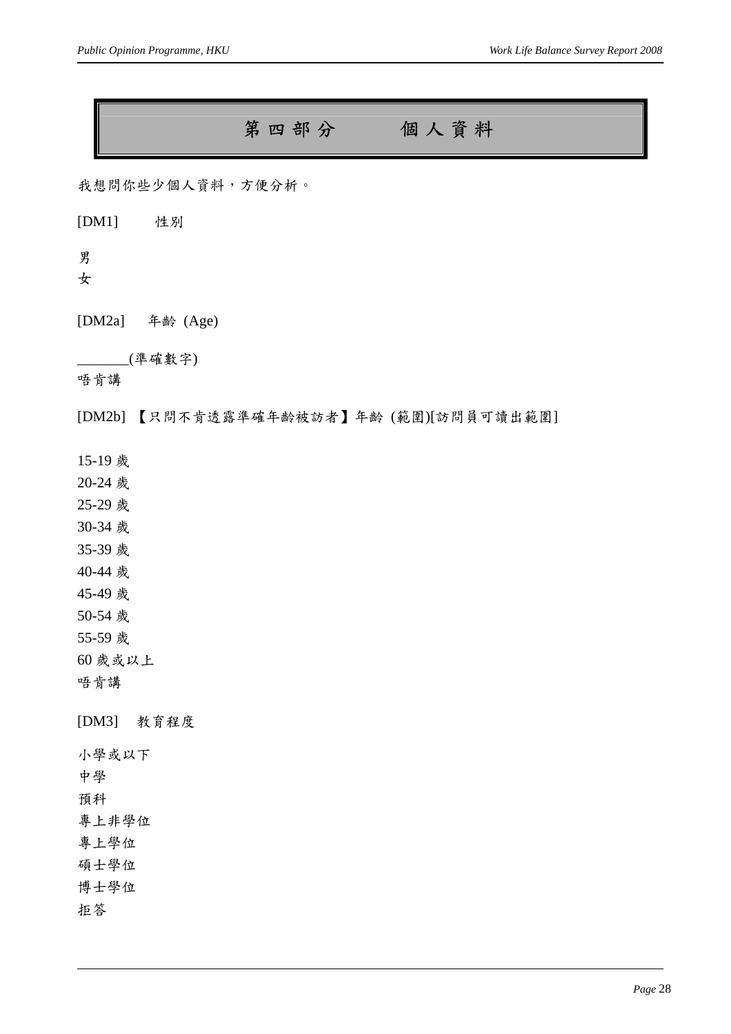# 第四部分　　個人資料

我想問你些少個人資料，方便分析。

[DM1]　性別

男
女

[DM2a]　年齡 (Age)

_______(準確數字)
唔肯講

[DM2b]　【只問不肯透露準確年齡被訪者】年齡 (範圍)[訪問員可讀出範圍]

15-19 歲
20-24 歲
25-29 歲
30-34 歲
35-39 歲
40-44 歲
45-49 歲
50-54 歲
55-59 歲
60 歲或以上
唔肯講

[DM3]　教育程度

小學或以下
中學
預科
專上非學位
專上學位
碩士學位
博士學位
拒答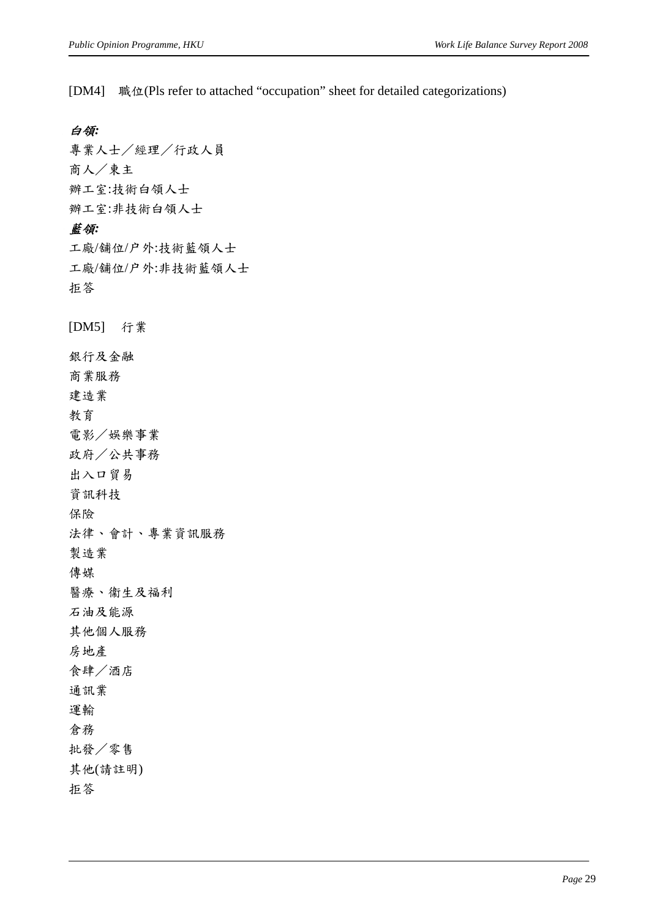[DM4] 職位(Pls refer to attached "occupation" sheet for detailed categorizations)

***白領:***

專業人士／經理／行政人員

商人／東主

辦工室:技術白領人士

辦工室:非技術白領人士

***藍領:***

工廠/舖位/户外:技術藍領人士

工廠/舖位/户外:非技術藍領人士

拒答

[DM5] 行業

銀行及金融

商業服務

建造業

教育

電影／娛樂事業

政府／公共事務

出入口貿易

資訊科技

保險

法律、會計、專業資訊服務

製造業

傳媒

醫療、衛生及福利

石油及能源

其他個人服務

房地產

食肆／酒店

通訊業

運輸

倉務

批發／零售

其他(請註明)

拒答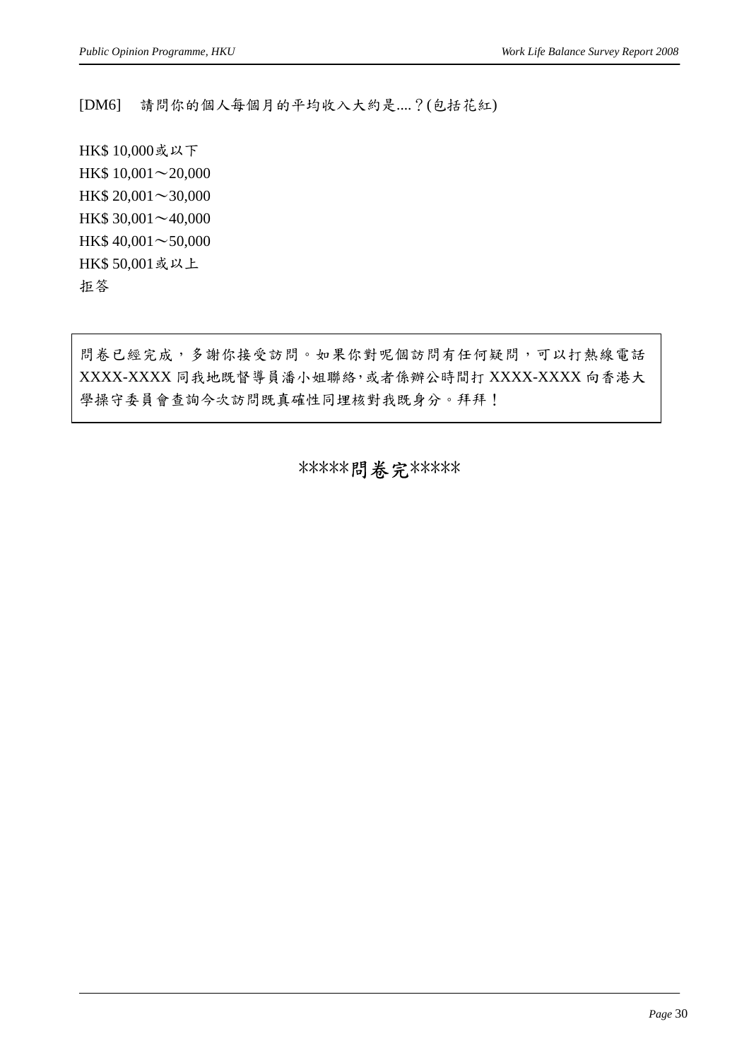[DM6] 請問你的個人每個月的平均收入大約是....？(包括花紅)

HK$ 10,000或以下
HK$ 10,001～20,000
HK$ 20,001～30,000
HK$ 30,001～40,000
HK$ 40,001～50,000
HK$ 50,001或以上
拒答

問卷已經完成，多謝你接受訪問。如果你對呢個訪問有任何疑問，可以打熱線電話 XXXX-XXXX 同我地既督導員潘小姐聯絡，或者係辦公時間打 XXXX-XXXX 向香港大學操守委員會查詢今次訪問既真確性同埋核對我既身分。拜拜！

*****問卷完*****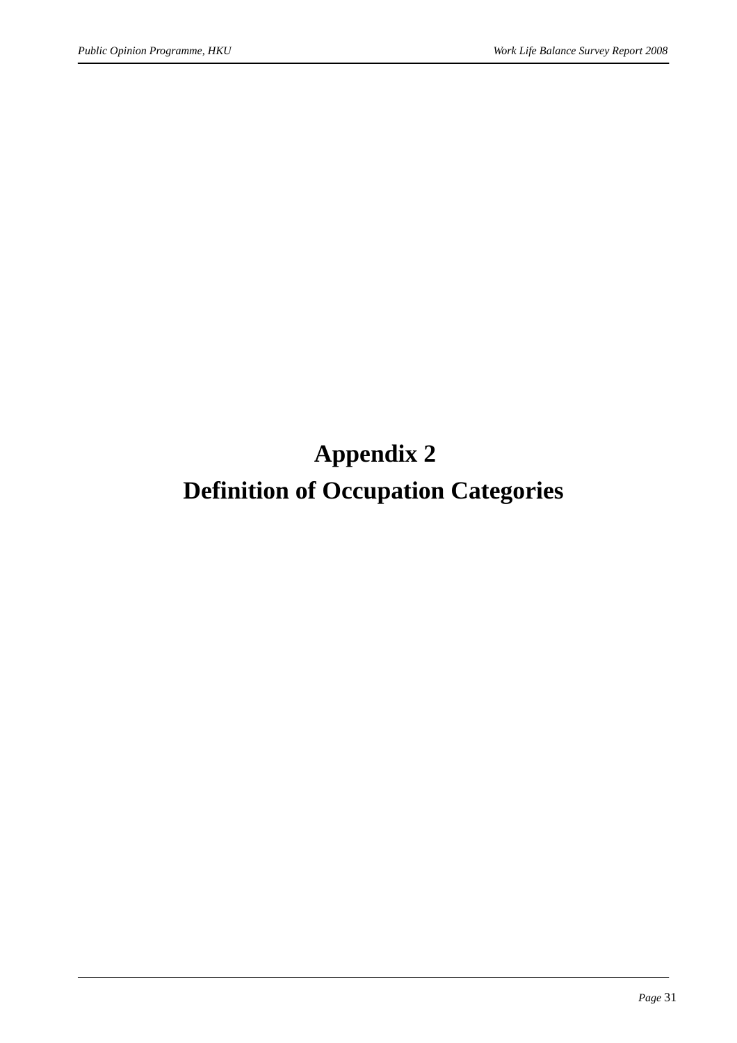# Appendix 2

# Definition of Occupation Categories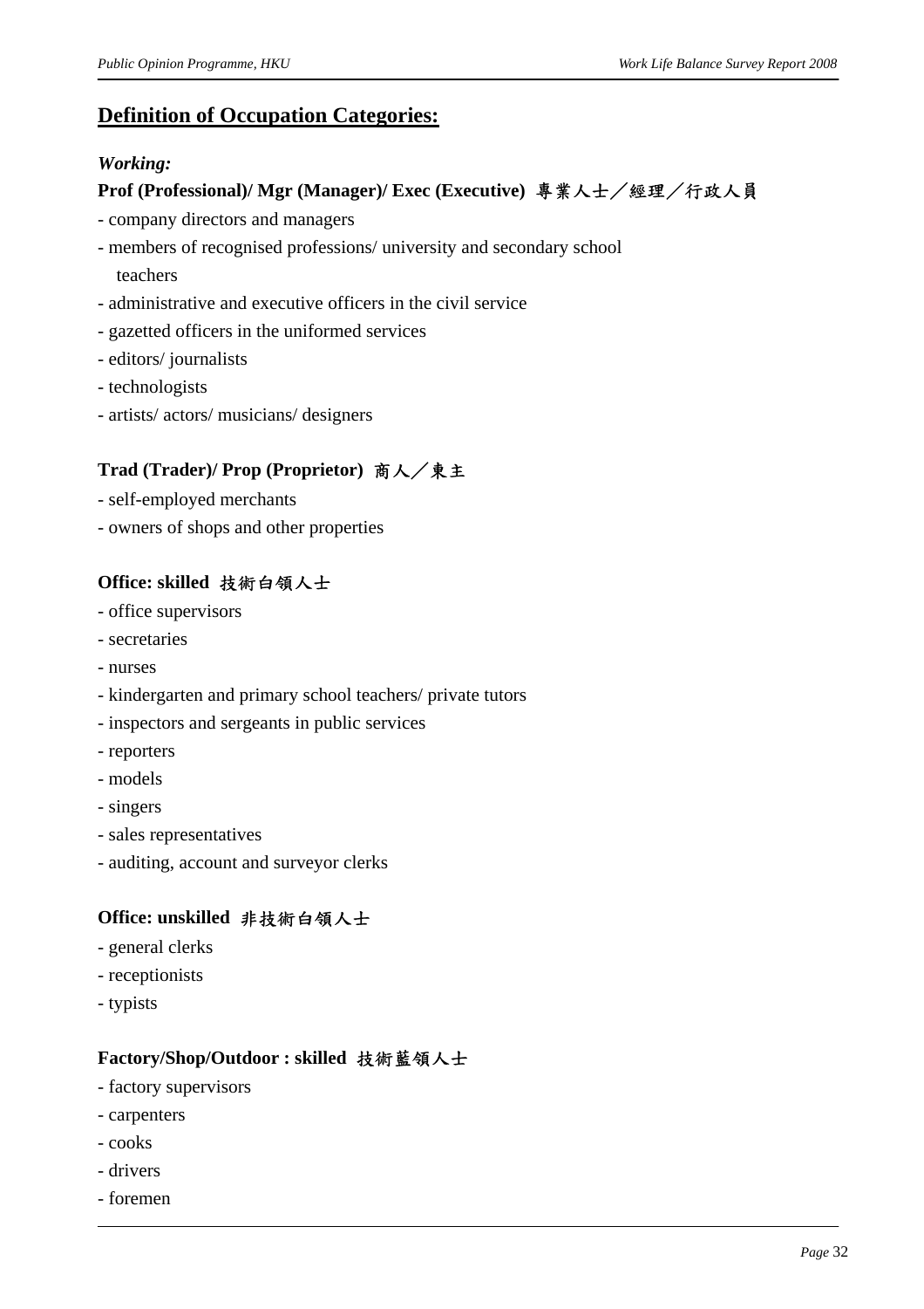## Definition of Occupation Categories:

*Working:*

**Prof (Professional)/ Mgr (Manager)/ Exec (Executive) 專業人士／經理／行政人員**

- company directors and managers
- members of recognised professions/ university and secondary school teachers
- administrative and executive officers in the civil service
- gazetted officers in the uniformed services
- editors/ journalists
- technologists
- artists/ actors/ musicians/ designers

**Trad (Trader)/ Prop (Proprietor) 商人／東主**

- self-employed merchants
- owners of shops and other properties

**Office: skilled 技術白領人士**

- office supervisors
- secretaries
- nurses
- kindergarten and primary school teachers/ private tutors
- inspectors and sergeants in public services
- reporters
- models
- singers
- sales representatives
- auditing, account and surveyor clerks

**Office: unskilled 非技術白領人士**

- general clerks
- receptionists
- typists

**Factory/Shop/Outdoor : skilled 技術藍領人士**

- factory supervisors
- carpenters
- cooks
- drivers
- foremen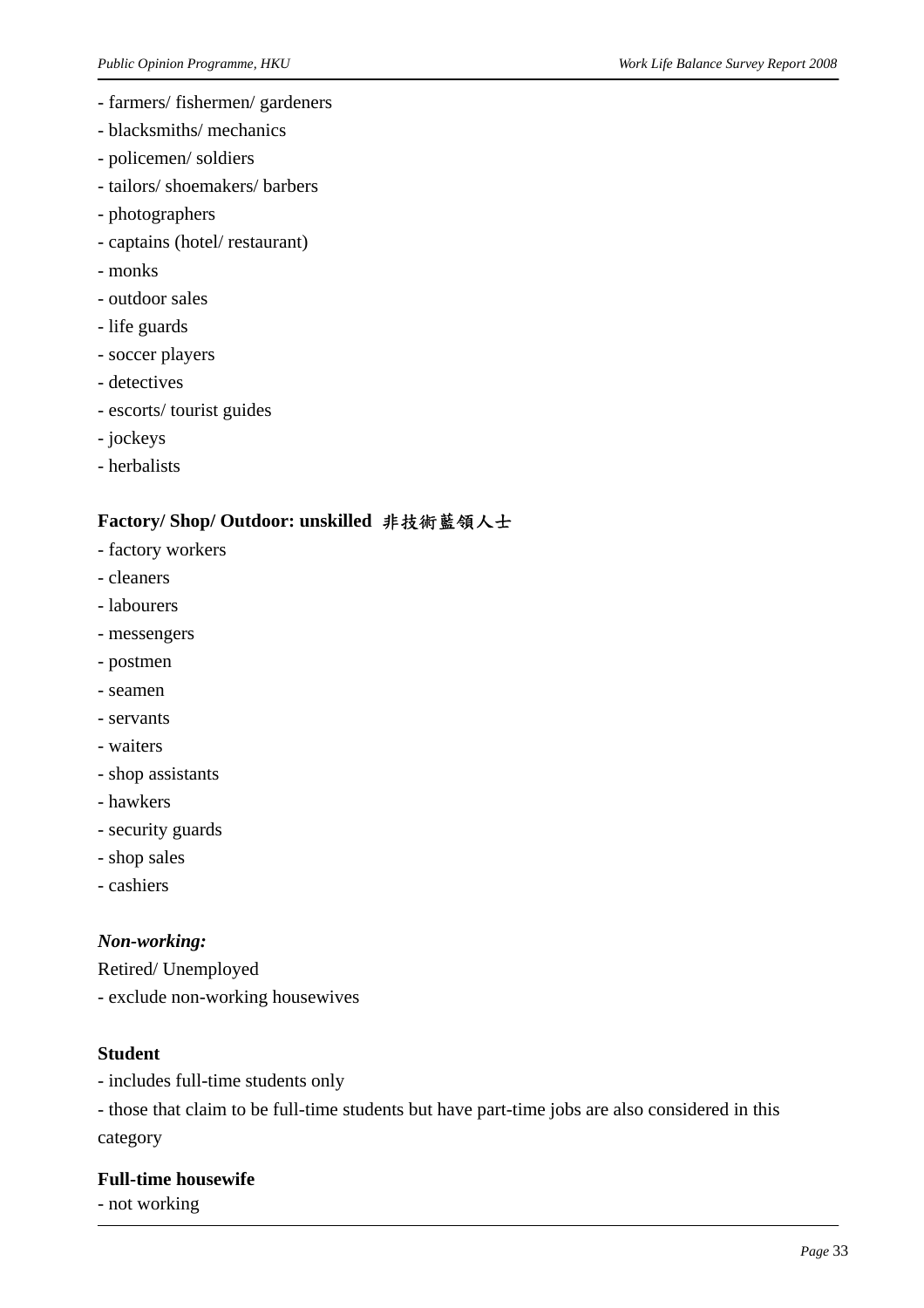- farmers/ fishermen/ gardeners
- blacksmiths/ mechanics
- policemen/ soldiers
- tailors/ shoemakers/ barbers
- photographers
- captains (hotel/ restaurant)
- monks
- outdoor sales
- life guards
- soccer players
- detectives
- escorts/ tourist guides
- jockeys
- herbalists

**Factory/ Shop/ Outdoor: unskilled 非技術藍領人士**

- factory workers
- cleaners
- labourers
- messengers
- postmen
- seamen
- servants
- waiters
- shop assistants
- hawkers
- security guards
- shop sales
- cashiers

***Non-working:***

Retired/ Unemployed

- exclude non-working housewives

**Student**

- includes full-time students only
- those that claim to be full-time students but have part-time jobs are also considered in this category

**Full-time housewife**

- not working